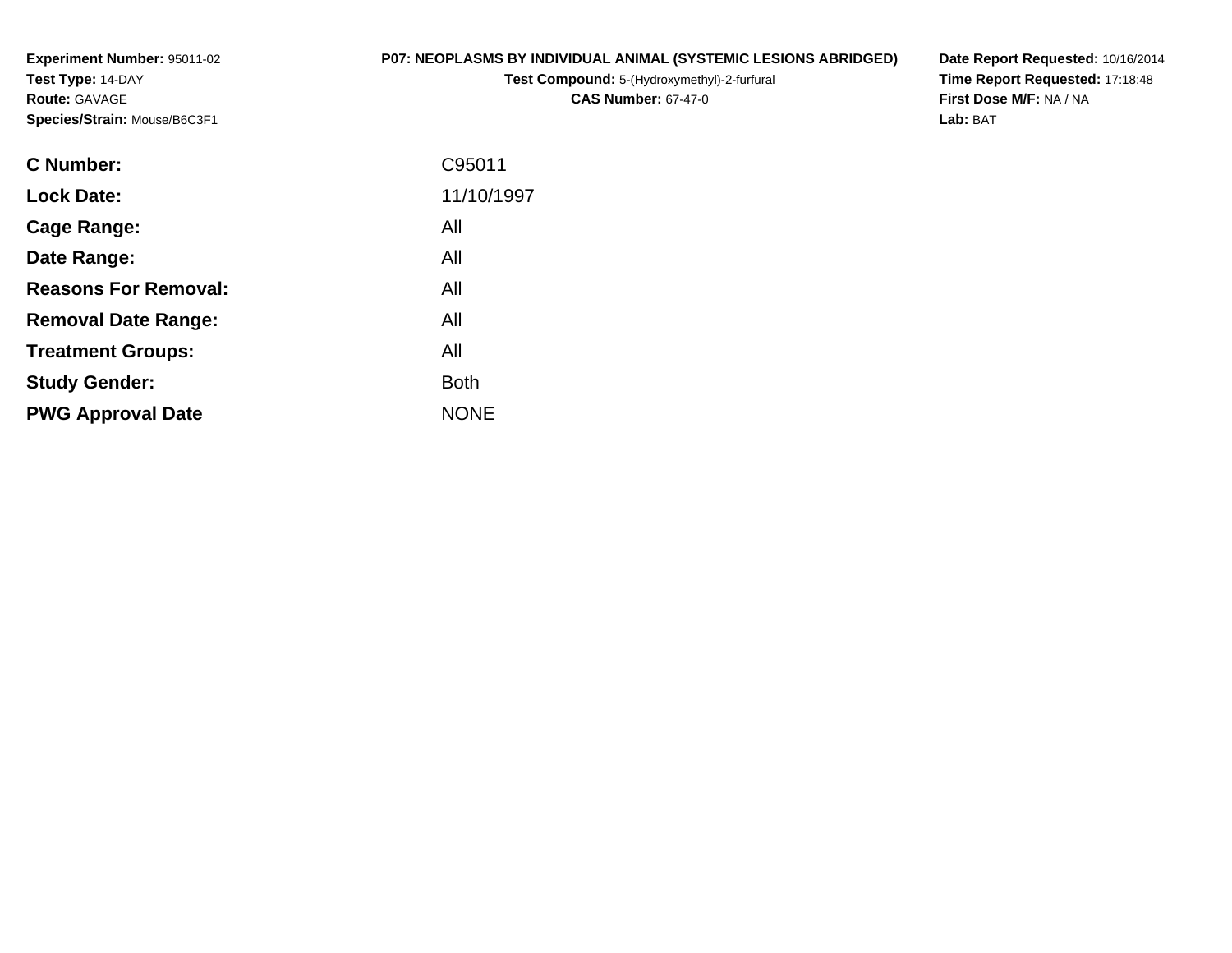**Experiment Number:** 95011-02
**Test Type:** 14-DAY
**Route:** GAVAGE
**Species/Strain:** Mouse/B6C3F1

**P07: NEOPLASMS BY INDIVIDUAL ANIMAL (SYSTEMIC LESIONS ABRIDGED)**
**Test Compound:** 5-(Hydroxymethyl)-2-furfural
**CAS Number:** 67-47-0

**Date Report Requested:** 10/16/2014
**Time Report Requested:** 17:18:48
**First Dose M/F:** NA / NA
**Lab:** BAT

| | |
|---|---|
| **C Number:** | C95011 |
| **Lock Date:** | 11/10/1997 |
| **Cage Range:** | All |
| **Date Range:** | All |
| **Reasons For Removal:** | All |
| **Removal Date Range:** | All |
| **Treatment Groups:** | All |
| **Study Gender:** | Both |
| **PWG Approval Date** | NONE |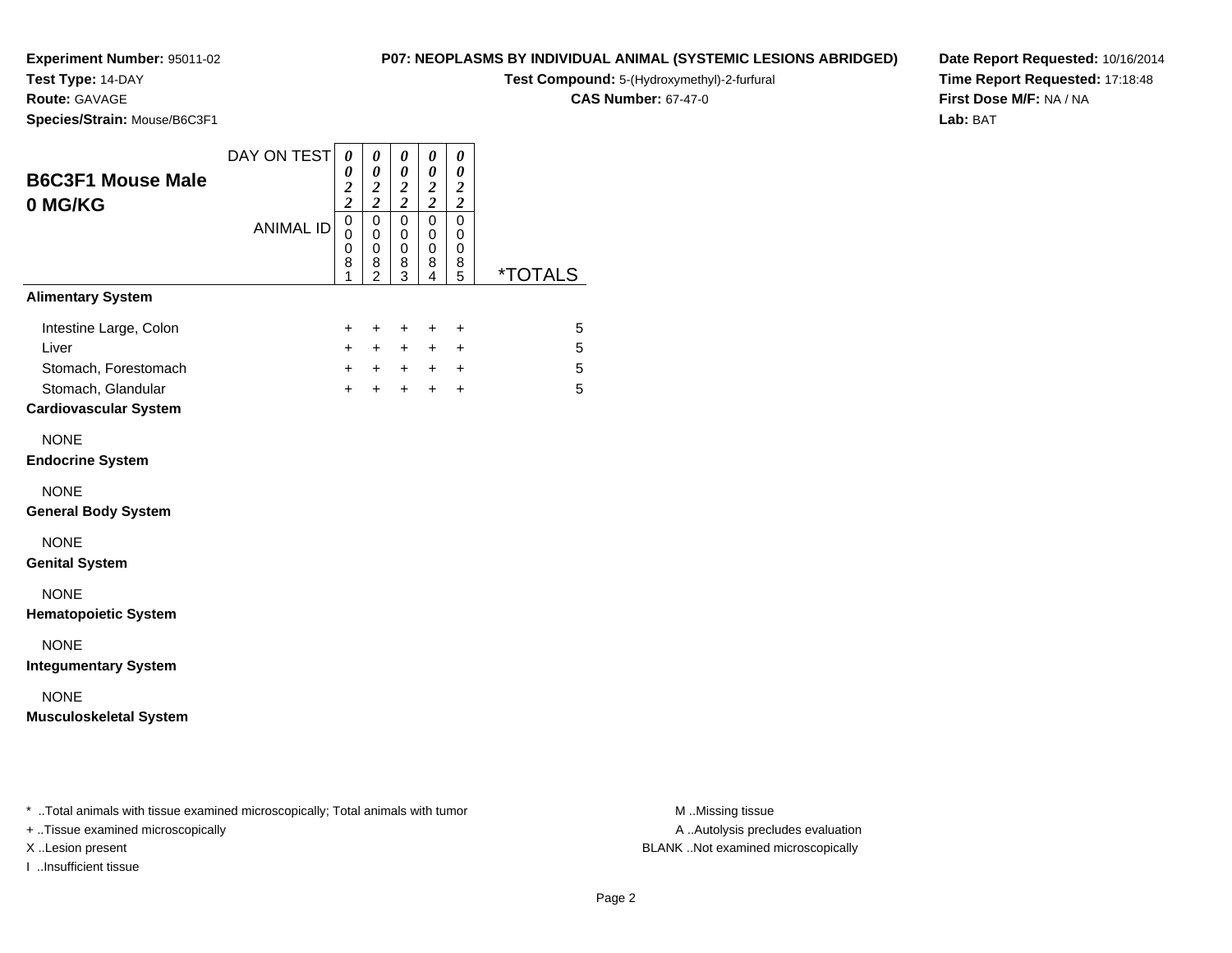**Experiment Number:** 95011-02
**Test Type:** 14-DAY
**Route:** GAVAGE
**Species/Strain:** Mouse/B6C3F1

**P07: NEOPLASMS BY INDIVIDUAL ANIMAL (SYSTEMIC LESIONS ABRIDGED)**
**Test Compound:** 5-(Hydroxymethyl)-2-furfural
**CAS Number:** 67-47-0

**Date Report Requested:** 10/16/2014
**Time Report Requested:** 17:18:48
**First Dose M/F:** NA / NA
**Lab:** BAT

## B6C3F1 Mouse Male
## 0 MG/KG

| DAY ON TEST | 0022 | 0022 | 0022 | 0022 | 0022 | |
|---|---|---|---|---|---|---|
| ANIMAL ID | 00081 | 00082 | 00083 | 00084 | 00085 | *TOTALS |
| **Alimentary System** | | | | | | |
| Intestine Large, Colon | + | + | + | + | + | 5 |
| Liver | + | + | + | + | + | 5 |
| Stomach, Forestomach | + | + | + | + | + | 5 |
| Stomach, Glandular | + | + | + | + | + | 5 |
| **Cardiovascular System** | | | | | | |
| NONE | | | | | | |
| **Endocrine System** | | | | | | |
| NONE | | | | | | |
| **General Body System** | | | | | | |
| NONE | | | | | | |
| **Genital System** | | | | | | |
| NONE | | | | | | |
| **Hematopoietic System** | | | | | | |
| NONE | | | | | | |
| **Integumentary System** | | | | | | |
| NONE | | | | | | |
| **Musculoskeletal System** | | | | | | |

* ..Total animals with tissue examined microscopically; Total animals with tumor
+ ..Tissue examined microscopically
X ..Lesion present
I ..Insufficient tissue

M ..Missing tissue
A ..Autolysis precludes evaluation
BLANK ..Not examined microscopically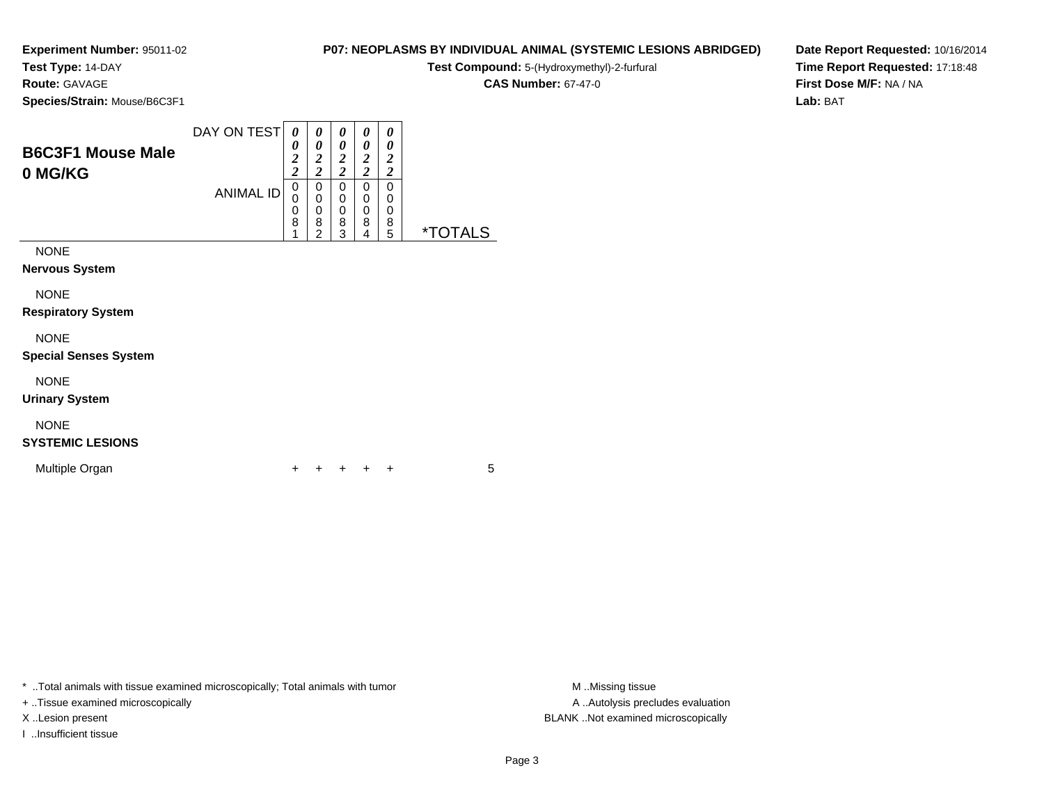**Experiment Number:** 95011-02
**Test Type:** 14-DAY
**Route:** GAVAGE
**Species/Strain:** Mouse/B6C3F1

**P07: NEOPLASMS BY INDIVIDUAL ANIMAL (SYSTEMIC LESIONS ABRIDGED)**
**Test Compound:** 5-(Hydroxymethyl)-2-furfural
**CAS Number:** 67-47-0

**Date Report Requested:** 10/16/2014
**Time Report Requested:** 17:18:48
**First Dose M/F:** NA / NA
**Lab:** BAT

## B6C3F1 Mouse Male 0 MG/KG

| DAY ON TEST | 0022 | 0022 | 0022 | 0022 | 0022 | |
|---|---|---|---|---|---|---|
| ANIMAL ID | 00081 | 00082 | 00083 | 00084 | 00085 | *TOTALS |
| NONE | | | | | | |
| **Nervous System** | | | | | | |
| NONE | | | | | | |
| **Respiratory System** | | | | | | |
| NONE | | | | | | |
| **Special Senses System** | | | | | | |
| NONE | | | | | | |
| **Urinary System** | | | | | | |
| NONE | | | | | | |
| **SYSTEMIC LESIONS** | | | | | | |
| Multiple Organ | + | + | + | + | + | 5 |

* ..Total animals with tissue examined microscopically; Total animals with tumor
+ ..Tissue examined microscopically
X ..Lesion present
I ..Insufficient tissue

M ..Missing tissue
A ..Autolysis precludes evaluation
BLANK ..Not examined microscopically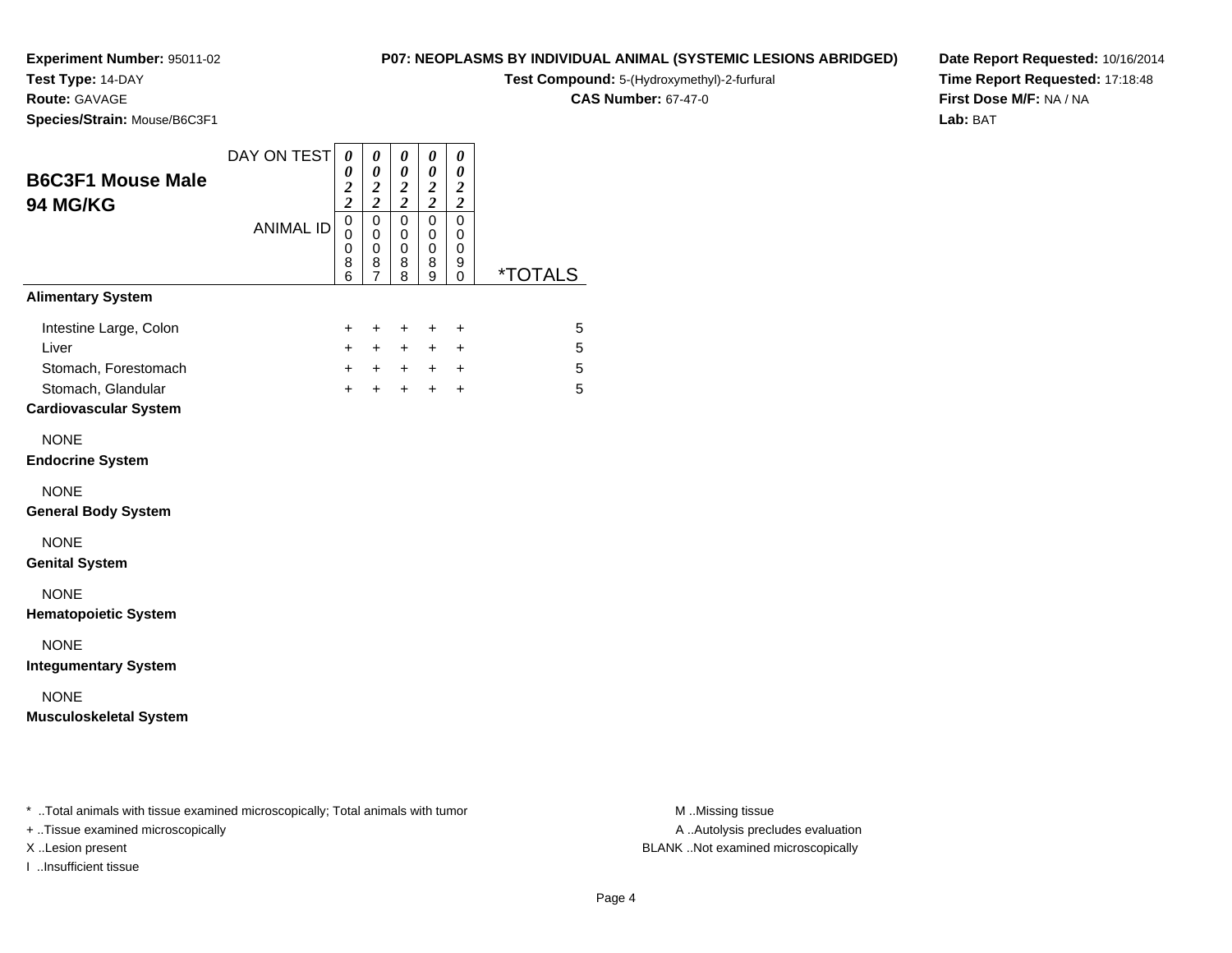**Experiment Number:** 95011-02
**Test Type:** 14-DAY
**Route:** GAVAGE
**Species/Strain:** Mouse/B6C3F1

**P07: NEOPLASMS BY INDIVIDUAL ANIMAL (SYSTEMIC LESIONS ABRIDGED)**
**Test Compound:** 5-(Hydroxymethyl)-2-furfural
**CAS Number:** 67-47-0

**Date Report Requested:** 10/16/2014
**Time Report Requested:** 17:18:48
**First Dose M/F:** NA / NA
**Lab:** BAT

## B6C3F1 Mouse Male
## 94 MG/KG

| DAY ON TEST | 0022 | 0022 | 0022 | 0022 | 0022 | |
|---|---|---|---|---|---|---|
| **ANIMAL ID** | 00086 | 00087 | 00088 | 00089 | 00090 | ***TOTALS** |
| **Alimentary System** | | | | | | |
| Intestine Large, Colon | + | + | + | + | + | 5 |
| Liver | + | + | + | + | + | 5 |
| Stomach, Forestomach | + | + | + | + | + | 5 |
| Stomach, Glandular | + | + | + | + | + | 5 |
| **Cardiovascular System** | | | | | | |
| NONE | | | | | | |
| **Endocrine System** | | | | | | |
| NONE | | | | | | |
| **General Body System** | | | | | | |
| NONE | | | | | | |
| **Genital System** | | | | | | |
| NONE | | | | | | |
| **Hematopoietic System** | | | | | | |
| NONE | | | | | | |
| **Integumentary System** | | | | | | |
| NONE | | | | | | |
| **Musculoskeletal System** | | | | | | |

* ..Total animals with tissue examined microscopically; Total animals with tumor
+ ..Tissue examined microscopically
X ..Lesion present
I ..Insufficient tissue

M ..Missing tissue
A ..Autolysis precludes evaluation
BLANK ..Not examined microscopically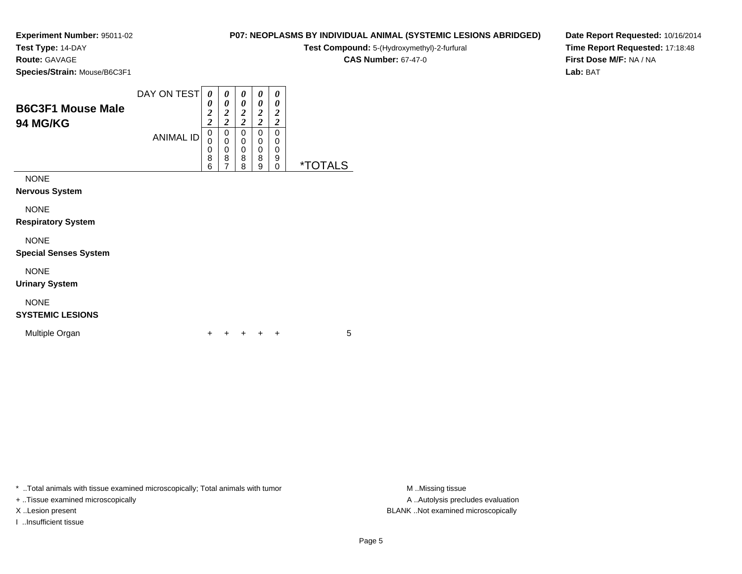**Experiment Number:** 95011-02
**Test Type:** 14-DAY
**Route:** GAVAGE
**Species/Strain:** Mouse/B6C3F1

**P07: NEOPLASMS BY INDIVIDUAL ANIMAL (SYSTEMIC LESIONS ABRIDGED)**
**Test Compound:** 5-(Hydroxymethyl)-2-furfural
**CAS Number:** 67-47-0

**Date Report Requested:** 10/16/2014
**Time Report Requested:** 17:18:48
**First Dose M/F:** NA / NA
**Lab:** BAT

## B6C3F1 Mouse Male
## 94 MG/KG

| DAY ON TEST | 0022 | 0022 | 0022 | 0022 | 0022 | |
|---|---|---|---|---|---|---|
| ANIMAL ID | 00086 | 00087 | 00088 | 00089 | 00090 | *TOTALS |
| NONE | | | | | | |
| **Nervous System** | | | | | | |
| NONE | | | | | | |
| **Respiratory System** | | | | | | |
| NONE | | | | | | |
| **Special Senses System** | | | | | | |
| NONE | | | | | | |
| **Urinary System** | | | | | | |
| NONE | | | | | | |
| **SYSTEMIC LESIONS** | | | | | | |
| Multiple Organ | + | + | + | + | + | 5 |

* ..Total animals with tissue examined microscopically; Total animals with tumor
+ ..Tissue examined microscopically
X ..Lesion present
I ..Insufficient tissue

M ..Missing tissue
A ..Autolysis precludes evaluation
BLANK ..Not examined microscopically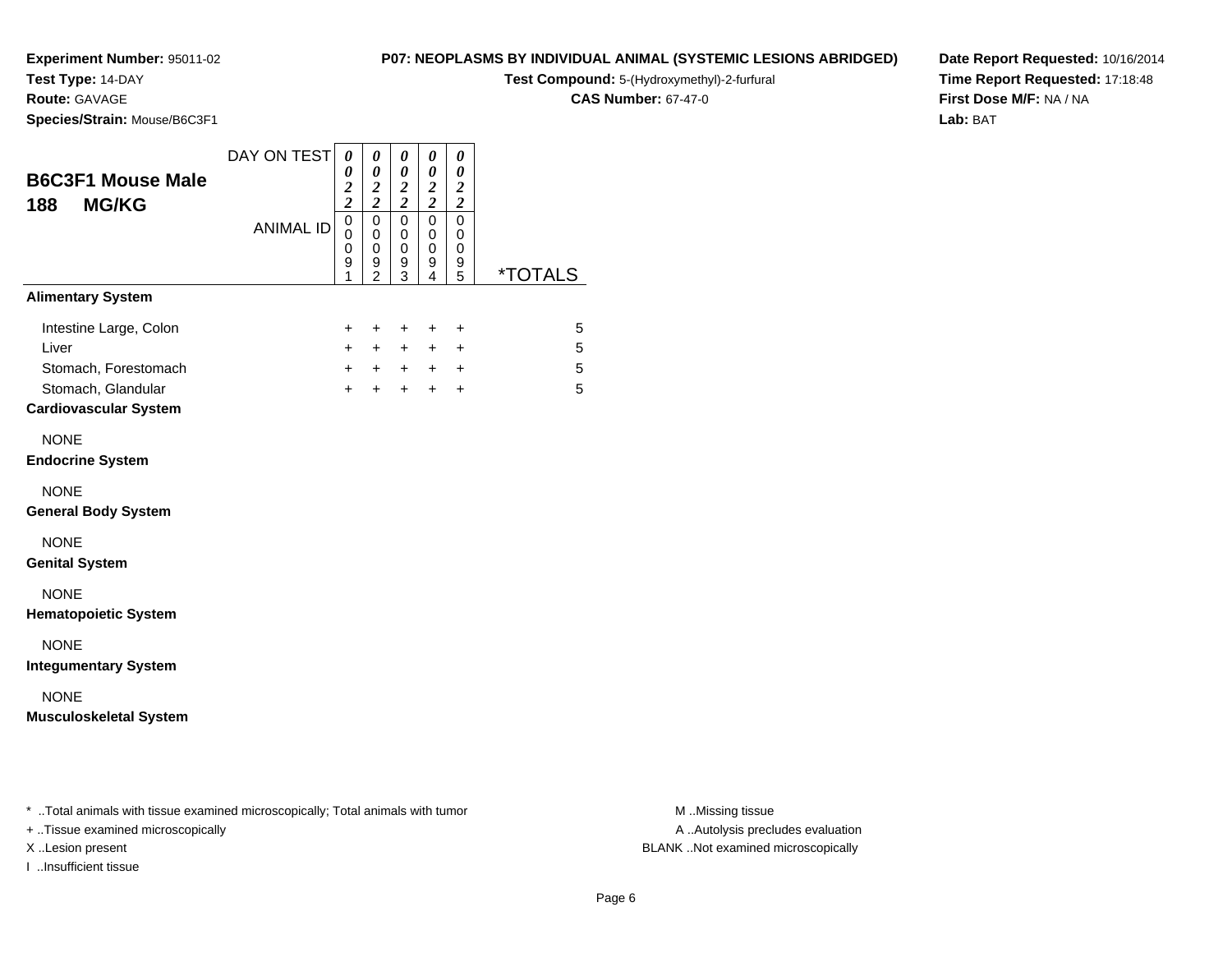**Experiment Number:** 95011-02
**Test Type:** 14-DAY
**Route:** GAVAGE
**Species/Strain:** Mouse/B6C3F1

**P07: NEOPLASMS BY INDIVIDUAL ANIMAL (SYSTEMIC LESIONS ABRIDGED)**
**Test Compound:** 5-(Hydroxymethyl)-2-furfural
**CAS Number:** 67-47-0

**Date Report Requested:** 10/16/2014
**Time Report Requested:** 17:18:48
**First Dose M/F:** NA / NA
**Lab:** BAT

## B6C3F1 Mouse Male
## 188 MG/KG

| DAY ON TEST | 0022 | 0022 | 0022 | 0022 | 0022 | |
|---|---|---|---|---|---|---|
| **ANIMAL ID** | 00091 | 00092 | 00093 | 00094 | 00095 | ***TOTALS** |
| **Alimentary System** | | | | | | |
| Intestine Large, Colon | + | + | + | + | + | 5 |
| Liver | + | + | + | + | + | 5 |
| Stomach, Forestomach | + | + | + | + | + | 5 |
| Stomach, Glandular | + | + | + | + | + | 5 |
| **Cardiovascular System** | | | | | | |
| NONE | | | | | | |
| **Endocrine System** | | | | | | |
| NONE | | | | | | |
| **General Body System** | | | | | | |
| NONE | | | | | | |
| **Genital System** | | | | | | |
| NONE | | | | | | |
| **Hematopoietic System** | | | | | | |
| NONE | | | | | | |
| **Integumentary System** | | | | | | |
| NONE | | | | | | |
| **Musculoskeletal System** | | | | | | |

\* ..Total animals with tissue examined microscopically; Total animals with tumor
+ ..Tissue examined microscopically
X ..Lesion present
I ..Insufficient tissue

M ..Missing tissue
A ..Autolysis precludes evaluation
BLANK ..Not examined microscopically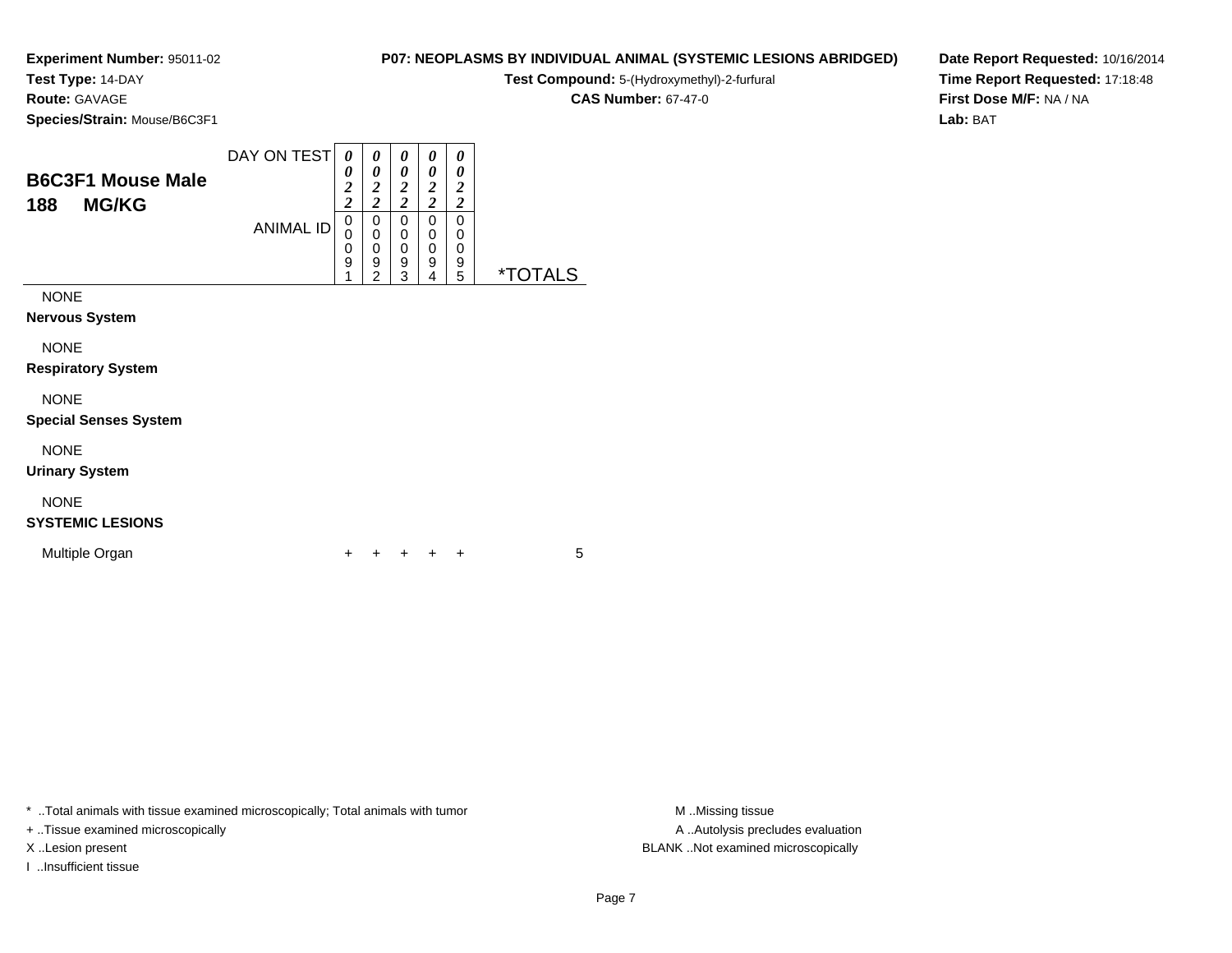**Experiment Number:** 95011-02
**Test Type:** 14-DAY
**Route:** GAVAGE
**Species/Strain:** Mouse/B6C3F1

**P07: NEOPLASMS BY INDIVIDUAL ANIMAL (SYSTEMIC LESIONS ABRIDGED)**
**Test Compound:** 5-(Hydroxymethyl)-2-furfural
**CAS Number:** 67-47-0

**Date Report Requested:** 10/16/2014
**Time Report Requested:** 17:18:48
**First Dose M/F:** NA / NA
**Lab:** BAT

## B6C3F1 Mouse Male
## 188 MG/KG

| DAY ON TEST | 0022 | 0022 | 0022 | 0022 | 0022 | |
|---|---|---|---|---|---|---|
| ANIMAL ID | 00091 | 00092 | 00093 | 00094 | 00095 | *TOTALS |
| NONE | | | | | | |
| **Nervous System** | | | | | | |
| NONE | | | | | | |
| **Respiratory System** | | | | | | |
| NONE | | | | | | |
| **Special Senses System** | | | | | | |
| NONE | | | | | | |
| **Urinary System** | | | | | | |
| NONE | | | | | | |
| **SYSTEMIC LESIONS** | | | | | | |
| Multiple Organ | + | + | + | + | + | 5 |

* ..Total animals with tissue examined microscopically; Total animals with tumor
+ ..Tissue examined microscopically
X ..Lesion present
I ..Insufficient tissue

M ..Missing tissue
A ..Autolysis precludes evaluation
BLANK ..Not examined microscopically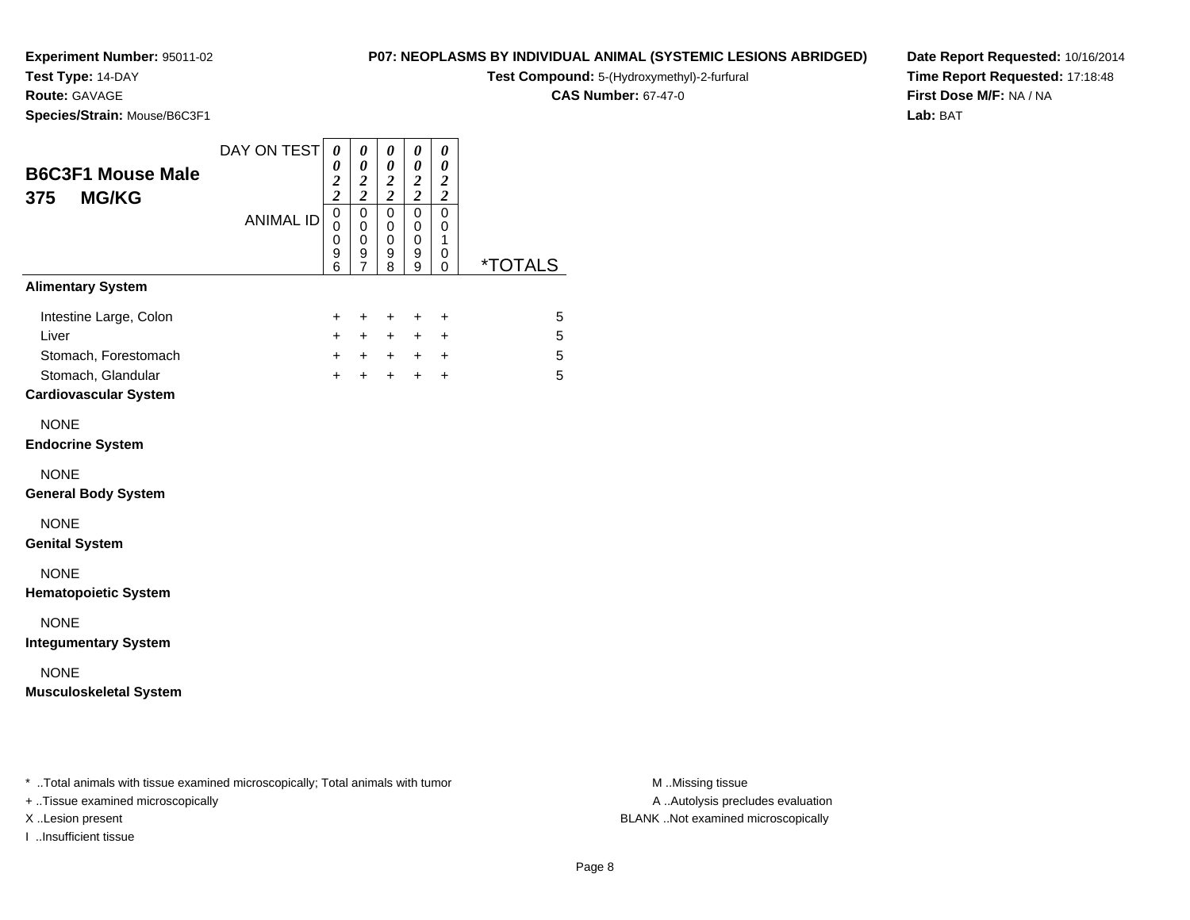**Experiment Number:** 95011-02
**Test Type:** 14-DAY
**Route:** GAVAGE
**Species/Strain:** Mouse/B6C3F1

**P07: NEOPLASMS BY INDIVIDUAL ANIMAL (SYSTEMIC LESIONS ABRIDGED)**
**Test Compound:** 5-(Hydroxymethyl)-2-furfural
**CAS Number:** 67-47-0

**Date Report Requested:** 10/16/2014
**Time Report Requested:** 17:18:48
**First Dose M/F:** NA / NA
**Lab:** BAT

## B6C3F1 Mouse Male 375 MG/KG

| DAY ON TEST | 0022 | 0022 | 0022 | 0022 | 0022 | |
|---|---|---|---|---|---|---|
| ANIMAL ID | 00096 | 00097 | 00098 | 00099 | 00100 | *TOTALS |
| **Alimentary System** | | | | | | |
| Intestine Large, Colon | + | + | + | + | + | 5 |
| Liver | + | + | + | + | + | 5 |
| Stomach, Forestomach | + | + | + | + | + | 5 |
| Stomach, Glandular | + | + | + | + | + | 5 |
| **Cardiovascular System** | | | | | | |
| NONE | | | | | | |
| **Endocrine System** | | | | | | |
| NONE | | | | | | |
| **General Body System** | | | | | | |
| NONE | | | | | | |
| **Genital System** | | | | | | |
| NONE | | | | | | |
| **Hematopoietic System** | | | | | | |
| NONE | | | | | | |
| **Integumentary System** | | | | | | |
| NONE | | | | | | |
| **Musculoskeletal System** | | | | | | |

* ..Total animals with tissue examined microscopically; Total animals with tumor
+ ..Tissue examined microscopically
X ..Lesion present
I ..Insufficient tissue

M ..Missing tissue
A ..Autolysis precludes evaluation
BLANK ..Not examined microscopically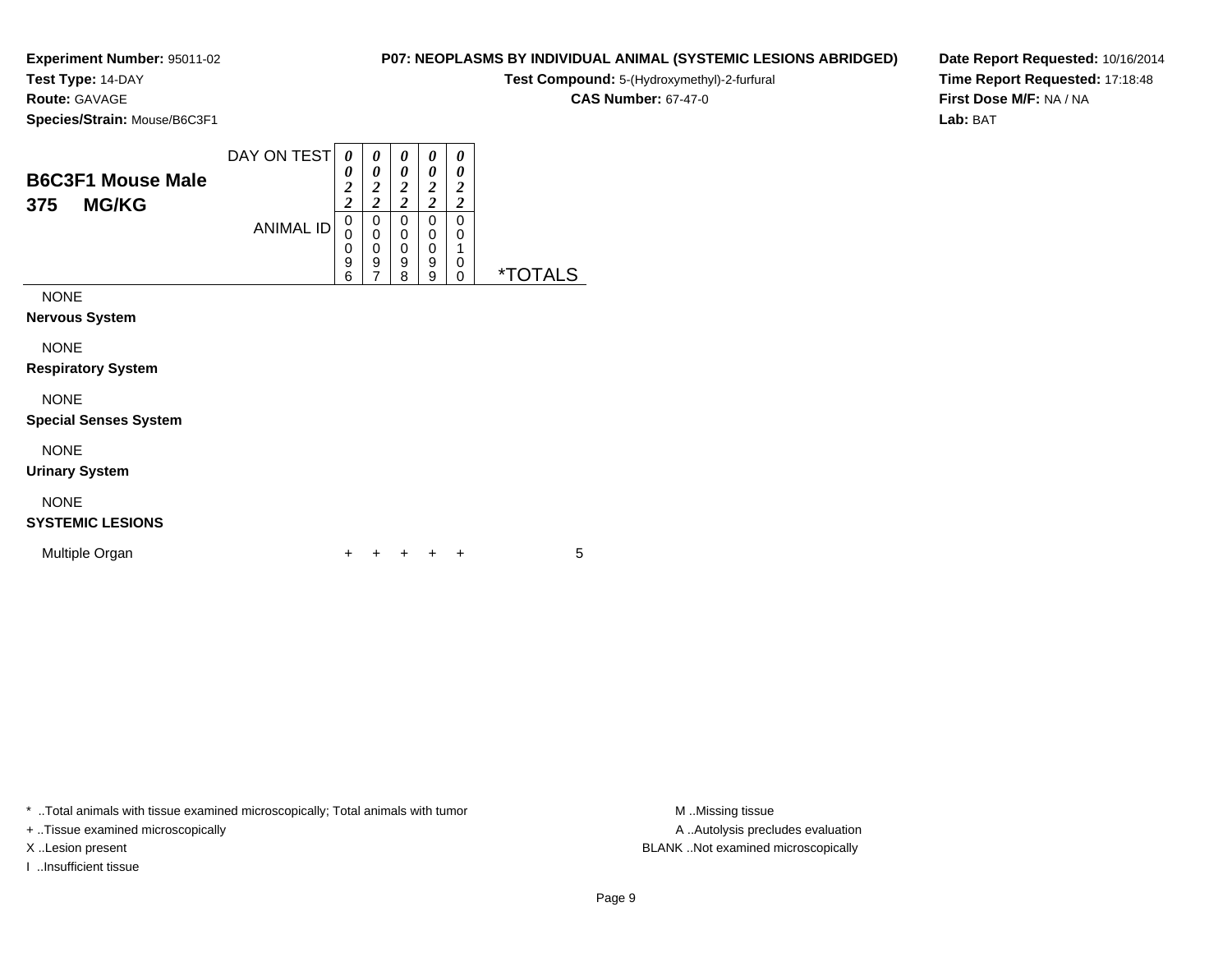**Experiment Number:** 95011-02
**Test Type:** 14-DAY
**Route:** GAVAGE
**Species/Strain:** Mouse/B6C3F1

**P07: NEOPLASMS BY INDIVIDUAL ANIMAL (SYSTEMIC LESIONS ABRIDGED)**
**Test Compound:** 5-(Hydroxymethyl)-2-furfural
**CAS Number:** 67-47-0

**Date Report Requested:** 10/16/2014
**Time Report Requested:** 17:18:48
**First Dose M/F:** NA / NA
**Lab:** BAT

## B6C3F1 Mouse Male
## 375 MG/KG

| DAY ON TEST | 0022 | 0022 | 0022 | 0022 | 0022 | |
|---|---|---|---|---|---|---|
| ANIMAL ID | 00096 | 00097 | 00098 | 00099 | 00100 | *TOTALS |
| NONE | | | | | | |
| **Nervous System** | | | | | | |
| NONE | | | | | | |
| **Respiratory System** | | | | | | |
| NONE | | | | | | |
| **Special Senses System** | | | | | | |
| NONE | | | | | | |
| **Urinary System** | | | | | | |
| NONE | | | | | | |
| **SYSTEMIC LESIONS** | | | | | | |
| Multiple Organ | + | + | + | + | + | 5 |

* ..Total animals with tissue examined microscopically; Total animals with tumor
+ ..Tissue examined microscopically
X ..Lesion present
I ..Insufficient tissue

M ..Missing tissue
A ..Autolysis precludes evaluation
BLANK ..Not examined microscopically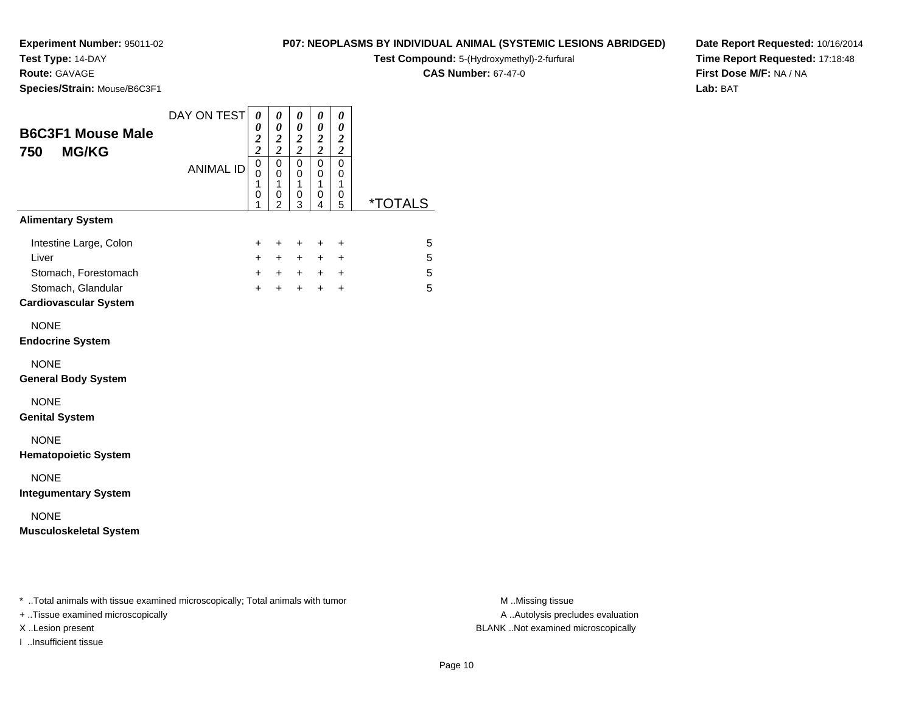**Experiment Number:** 95011-02
**Test Type:** 14-DAY
**Route:** GAVAGE
**Species/Strain:** Mouse/B6C3F1

**P07: NEOPLASMS BY INDIVIDUAL ANIMAL (SYSTEMIC LESIONS ABRIDGED)**
**Test Compound:** 5-(Hydroxymethyl)-2-furfural
**CAS Number:** 67-47-0

**Date Report Requested:** 10/16/2014
**Time Report Requested:** 17:18:48
**First Dose M/F:** NA / NA
**Lab:** BAT

## B6C3F1 Mouse Male
## 750 MG/KG

| DAY ON TEST | 0022 | 0022 | 0022 | 0022 | 0022 | |
|---|---|---|---|---|---|---|
| ANIMAL ID | 00101 | 00102 | 00103 | 00104 | 00105 | *TOTALS |
| **Alimentary System** | | | | | | |
| Intestine Large, Colon | + | + | + | + | + | 5 |
| Liver | + | + | + | + | + | 5 |
| Stomach, Forestomach | + | + | + | + | + | 5 |
| Stomach, Glandular | + | + | + | + | + | 5 |
| **Cardiovascular System** | | | | | | |
| NONE | | | | | | |
| **Endocrine System** | | | | | | |
| NONE | | | | | | |
| **General Body System** | | | | | | |
| NONE | | | | | | |
| **Genital System** | | | | | | |
| NONE | | | | | | |
| **Hematopoietic System** | | | | | | |
| NONE | | | | | | |
| **Integumentary System** | | | | | | |
| NONE | | | | | | |
| **Musculoskeletal System** | | | | | | |

* ..Total animals with tissue examined microscopically; Total animals with tumor
+ ..Tissue examined microscopically
X ..Lesion present
I ..Insufficient tissue

M ..Missing tissue
A ..Autolysis precludes evaluation
BLANK ..Not examined microscopically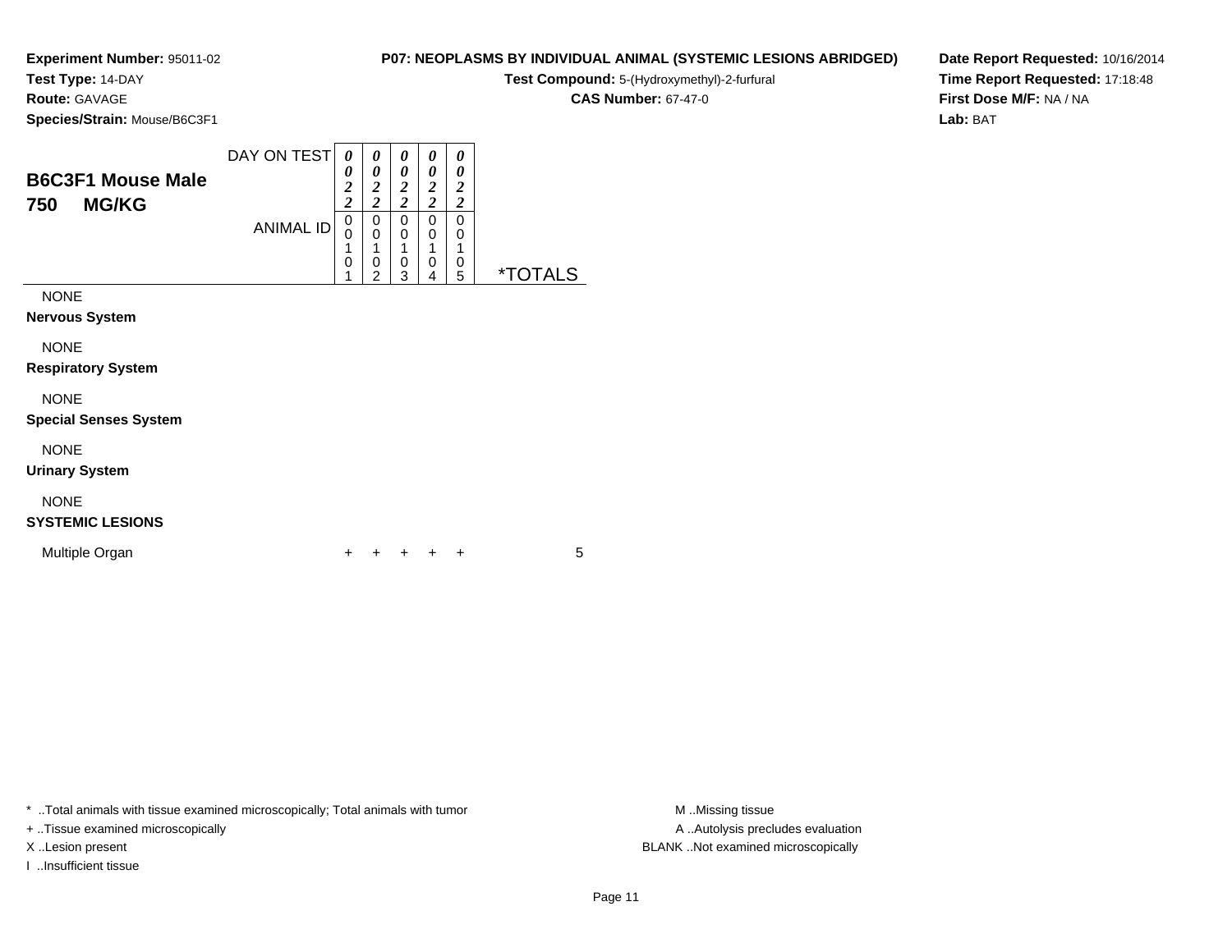**Experiment Number:** 95011-02
**Test Type:** 14-DAY
**Route:** GAVAGE
**Species/Strain:** Mouse/B6C3F1

**P07: NEOPLASMS BY INDIVIDUAL ANIMAL (SYSTEMIC LESIONS ABRIDGED)**
**Test Compound:** 5-(Hydroxymethyl)-2-furfural
**CAS Number:** 67-47-0

**Date Report Requested:** 10/16/2014
**Time Report Requested:** 17:18:48
**First Dose M/F:** NA / NA
**Lab:** BAT

## B6C3F1 Mouse Male 750 MG/KG

| DAY ON TEST | 0022 | 0022 | 0022 | 0022 | 0022 | |
|---|---|---|---|---|---|---|
| ANIMAL ID | 00101 | 00102 | 00103 | 00104 | 00105 | *TOTALS |
| NONE | | | | | | |
| **Nervous System** | | | | | | |
| NONE | | | | | | |
| **Respiratory System** | | | | | | |
| NONE | | | | | | |
| **Special Senses System** | | | | | | |
| NONE | | | | | | |
| **Urinary System** | | | | | | |
| NONE | | | | | | |
| **SYSTEMIC LESIONS** | | | | | | |
| Multiple Organ | + | + | + | + | + | 5 |

* ..Total animals with tissue examined microscopically; Total animals with tumor
+ ..Tissue examined microscopically
X ..Lesion present
I ..Insufficient tissue

M ..Missing tissue
A ..Autolysis precludes evaluation
BLANK ..Not examined microscopically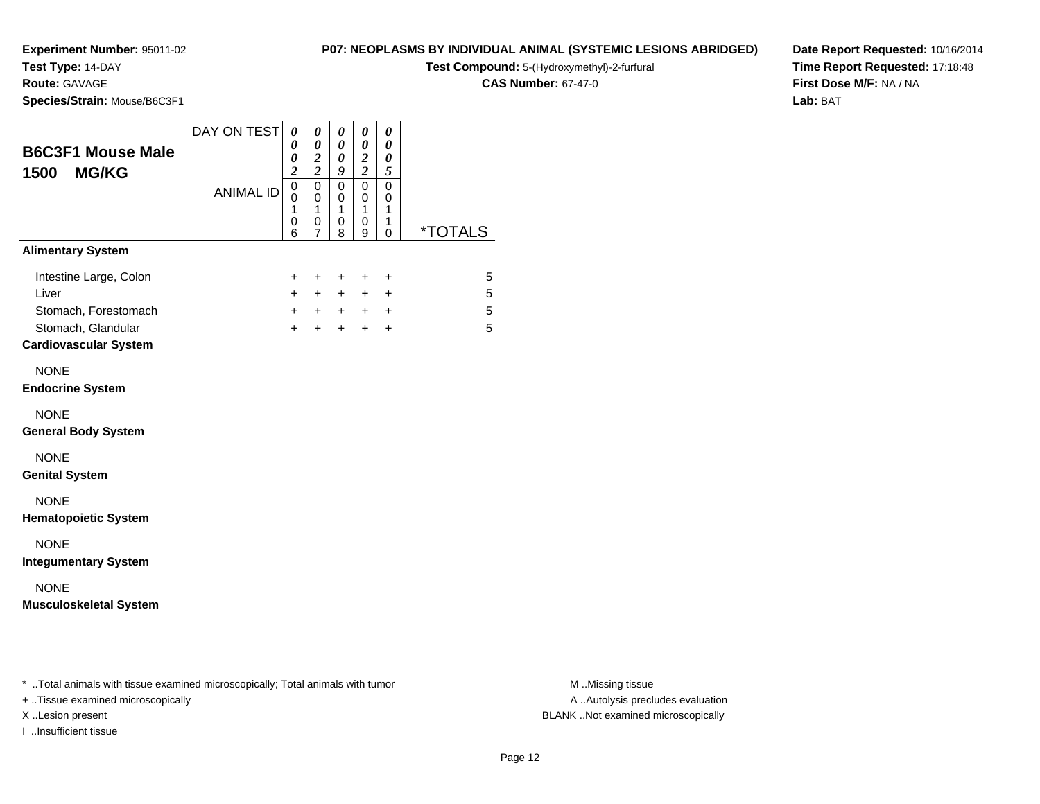**Experiment Number:** 95011-02
**Test Type:** 14-DAY
**Route:** GAVAGE
**Species/Strain:** Mouse/B6C3F1

**P07: NEOPLASMS BY INDIVIDUAL ANIMAL (SYSTEMIC LESIONS ABRIDGED)**
**Test Compound:** 5-(Hydroxymethyl)-2-furfural
**CAS Number:** 67-47-0

**Date Report Requested:** 10/16/2014
**Time Report Requested:** 17:18:48
**First Dose M/F:** NA / NA
**Lab:** BAT

## B6C3F1 Mouse Male 1500 MG/KG

| DAY ON TEST | 0002 | 0022 | 0009 | 0022 | 0005 | |
|---|---|---|---|---|---|---|
| **ANIMAL ID** | 00106 | 00107 | 00108 | 00109 | 00110 | ***TOTALS** |
| **Alimentary System** | | | | | | |
| Intestine Large, Colon | + | + | + | + | + | 5 |
| Liver | + | + | + | + | + | 5 |
| Stomach, Forestomach | + | + | + | + | + | 5 |
| Stomach, Glandular | + | + | + | + | + | 5 |
| **Cardiovascular System** | | | | | | |
| NONE | | | | | | |
| **Endocrine System** | | | | | | |
| NONE | | | | | | |
| **General Body System** | | | | | | |
| NONE | | | | | | |
| **Genital System** | | | | | | |
| NONE | | | | | | |
| **Hematopoietic System** | | | | | | |
| NONE | | | | | | |
| **Integumentary System** | | | | | | |
| NONE | | | | | | |
| **Musculoskeletal System** | | | | | | |

* ..Total animals with tissue examined microscopically; Total animals with tumor
+ ..Tissue examined microscopically
X ..Lesion present
I ..Insufficient tissue

M ..Missing tissue
A ..Autolysis precludes evaluation
BLANK ..Not examined microscopically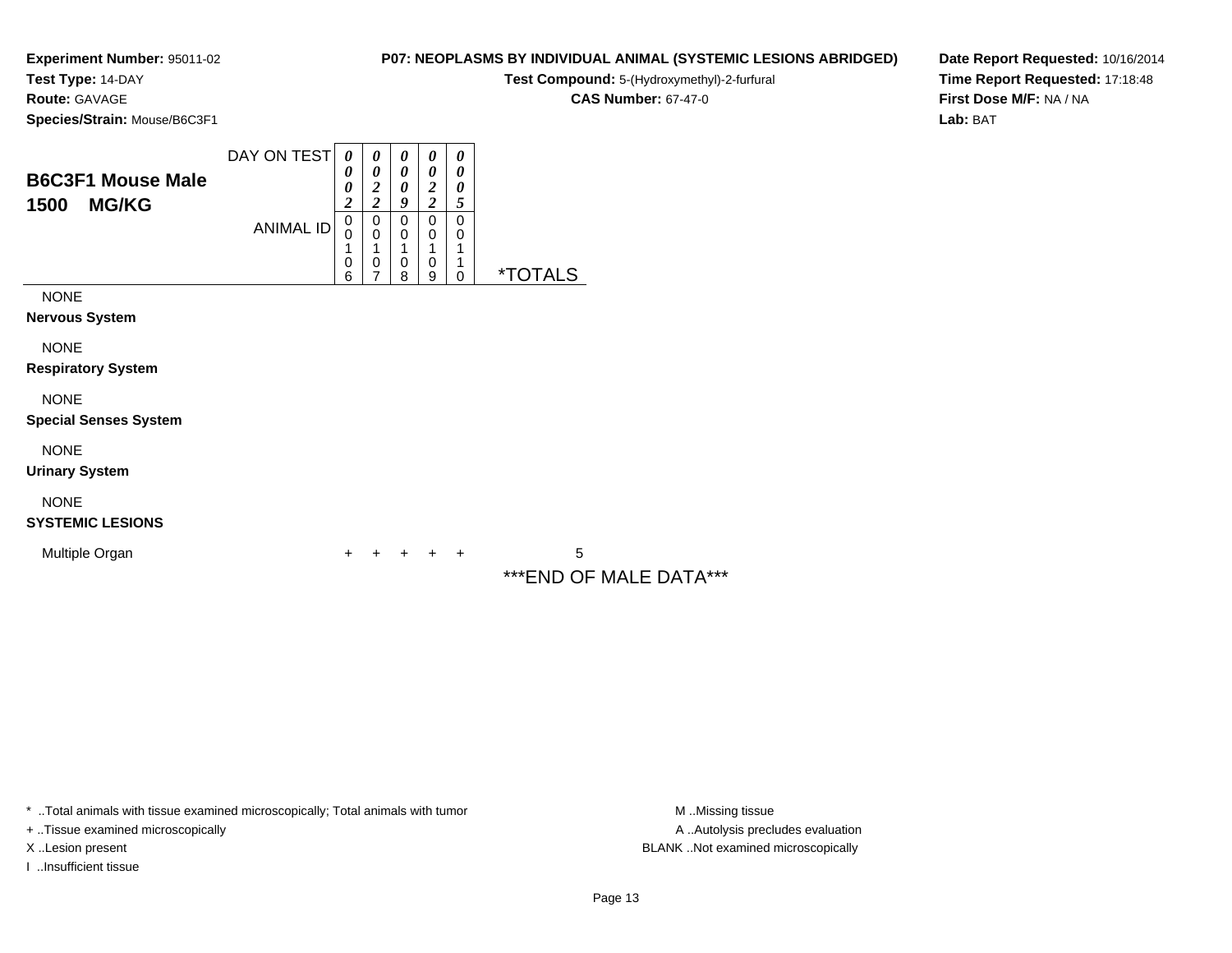**Experiment Number:** 95011-02
**Test Type:** 14-DAY
**Route:** GAVAGE
**Species/Strain:** Mouse/B6C3F1

## P07: NEOPLASMS BY INDIVIDUAL ANIMAL (SYSTEMIC LESIONS ABRIDGED)

**Test Compound:** 5-(Hydroxymethyl)-2-furfural
**CAS Number:** 67-47-0

**Date Report Requested:** 10/16/2014
**Time Report Requested:** 17:18:48
**First Dose M/F:** NA / NA
**Lab:** BAT

### B6C3F1 Mouse Male
### 1500 MG/KG

| DAY ON TEST | 0002 | 0022 | 0009 | 0022 | 0005 | |
|---|---|---|---|---|---|---|
| **ANIMAL ID** | 00106 | 00107 | 00108 | 00109 | 00110 | ***TOTALS** |
| NONE | | | | | | |
| **Nervous System** | | | | | | |
| NONE | | | | | | |
| **Respiratory System** | | | | | | |
| NONE | | | | | | |
| **Special Senses System** | | | | | | |
| NONE | | | | | | |
| **Urinary System** | | | | | | |
| NONE | | | | | | |
| **SYSTEMIC LESIONS** | | | | | | |
| Multiple Organ | + | + | + | + | + | 5 |

***END OF MALE DATA***

* ..Total animals with tissue examined microscopically; Total animals with tumor
+ ..Tissue examined microscopically
X ..Lesion present
I ..Insufficient tissue

M ..Missing tissue
A ..Autolysis precludes evaluation
BLANK ..Not examined microscopically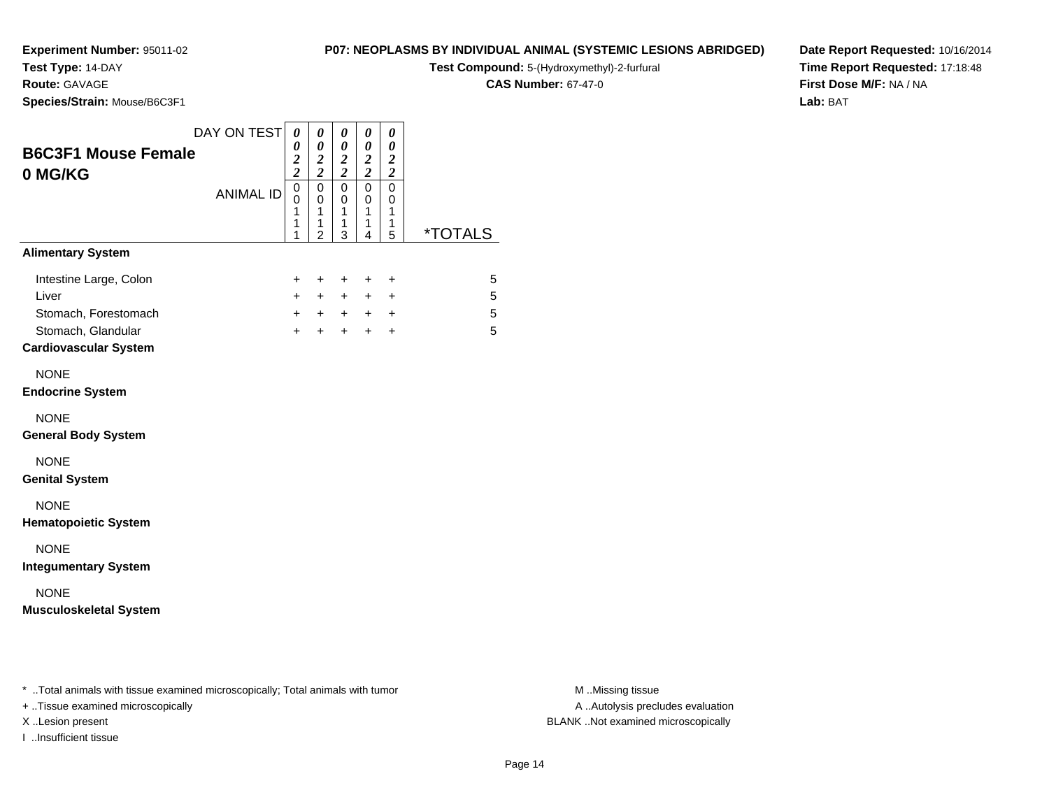**Experiment Number:** 95011-02
**Test Type:** 14-DAY
**Route:** GAVAGE
**Species/Strain:** Mouse/B6C3F1

**P07: NEOPLASMS BY INDIVIDUAL ANIMAL (SYSTEMIC LESIONS ABRIDGED)**
**Test Compound:** 5-(Hydroxymethyl)-2-furfural
**CAS Number:** 67-47-0

**Date Report Requested:** 10/16/2014
**Time Report Requested:** 17:18:48
**First Dose M/F:** NA / NA
**Lab:** BAT

## B6C3F1 Mouse Female 0 MG/KG

| DAY ON TEST | 0022 | 0022 | 0022 | 0022 | 0022 | |
|---|---|---|---|---|---|---|
| ANIMAL ID | 00111 | 00112 | 00113 | 00114 | 00115 | *TOTALS |
| **Alimentary System** | | | | | | |
| Intestine Large, Colon | + | + | + | + | + | 5 |
| Liver | + | + | + | + | + | 5 |
| Stomach, Forestomach | + | + | + | + | + | 5 |
| Stomach, Glandular | + | + | + | + | + | 5 |
| **Cardiovascular System** | | | | | | |
| NONE | | | | | | |
| **Endocrine System** | | | | | | |
| NONE | | | | | | |
| **General Body System** | | | | | | |
| NONE | | | | | | |
| **Genital System** | | | | | | |
| NONE | | | | | | |
| **Hematopoietic System** | | | | | | |
| NONE | | | | | | |
| **Integumentary System** | | | | | | |
| NONE | | | | | | |
| **Musculoskeletal System** | | | | | | |

* ..Total animals with tissue examined microscopically; Total animals with tumor
+ ..Tissue examined microscopically
X ..Lesion present
I ..Insufficient tissue

M ..Missing tissue
A ..Autolysis precludes evaluation
BLANK ..Not examined microscopically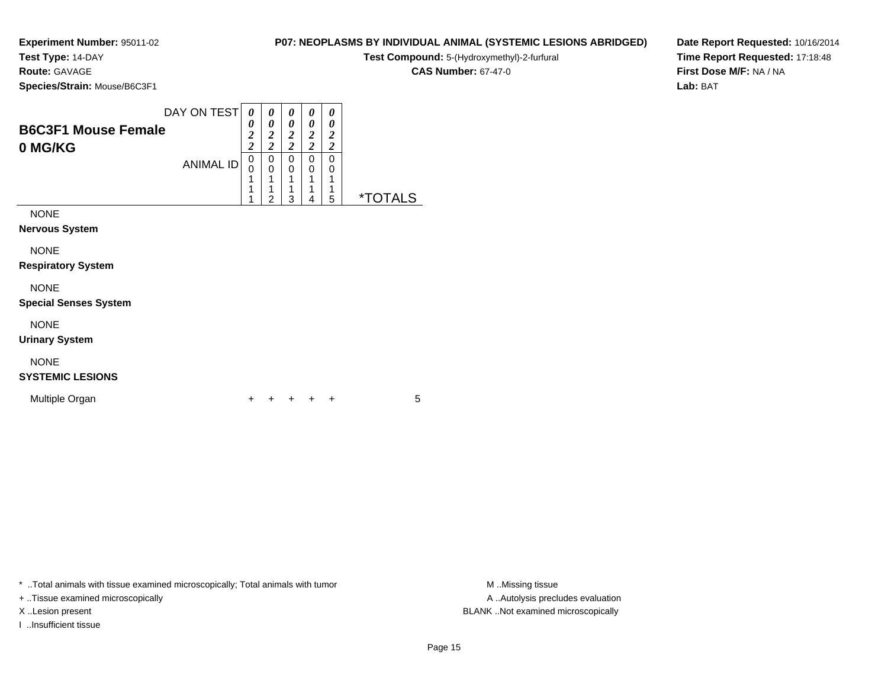**Experiment Number:** 95011-02
**Test Type:** 14-DAY
**Route:** GAVAGE
**Species/Strain:** Mouse/B6C3F1

**P07: NEOPLASMS BY INDIVIDUAL ANIMAL (SYSTEMIC LESIONS ABRIDGED)**
**Test Compound:** 5-(Hydroxymethyl)-2-furfural
**CAS Number:** 67-47-0

**Date Report Requested:** 10/16/2014
**Time Report Requested:** 17:18:48
**First Dose M/F:** NA / NA
**Lab:** BAT

## B6C3F1 Mouse Female
## 0 MG/KG

| DAY ON TEST | 0022 | 0022 | 0022 | 0022 | 0022 | |
|---|---|---|---|---|---|---|
| ANIMAL ID | 00111 | 00112 | 00113 | 00114 | 00115 | *TOTALS |
| NONE | | | | | | |
| **Nervous System** | | | | | | |
| NONE | | | | | | |
| **Respiratory System** | | | | | | |
| NONE | | | | | | |
| **Special Senses System** | | | | | | |
| NONE | | | | | | |
| **Urinary System** | | | | | | |
| NONE | | | | | | |
| **SYSTEMIC LESIONS** | | | | | | |
| Multiple Organ | + | + | + | + | + | 5 |

* ..Total animals with tissue examined microscopically; Total animals with tumor
+ ..Tissue examined microscopically
X ..Lesion present
I ..Insufficient tissue

M ..Missing tissue
A ..Autolysis precludes evaluation
BLANK ..Not examined microscopically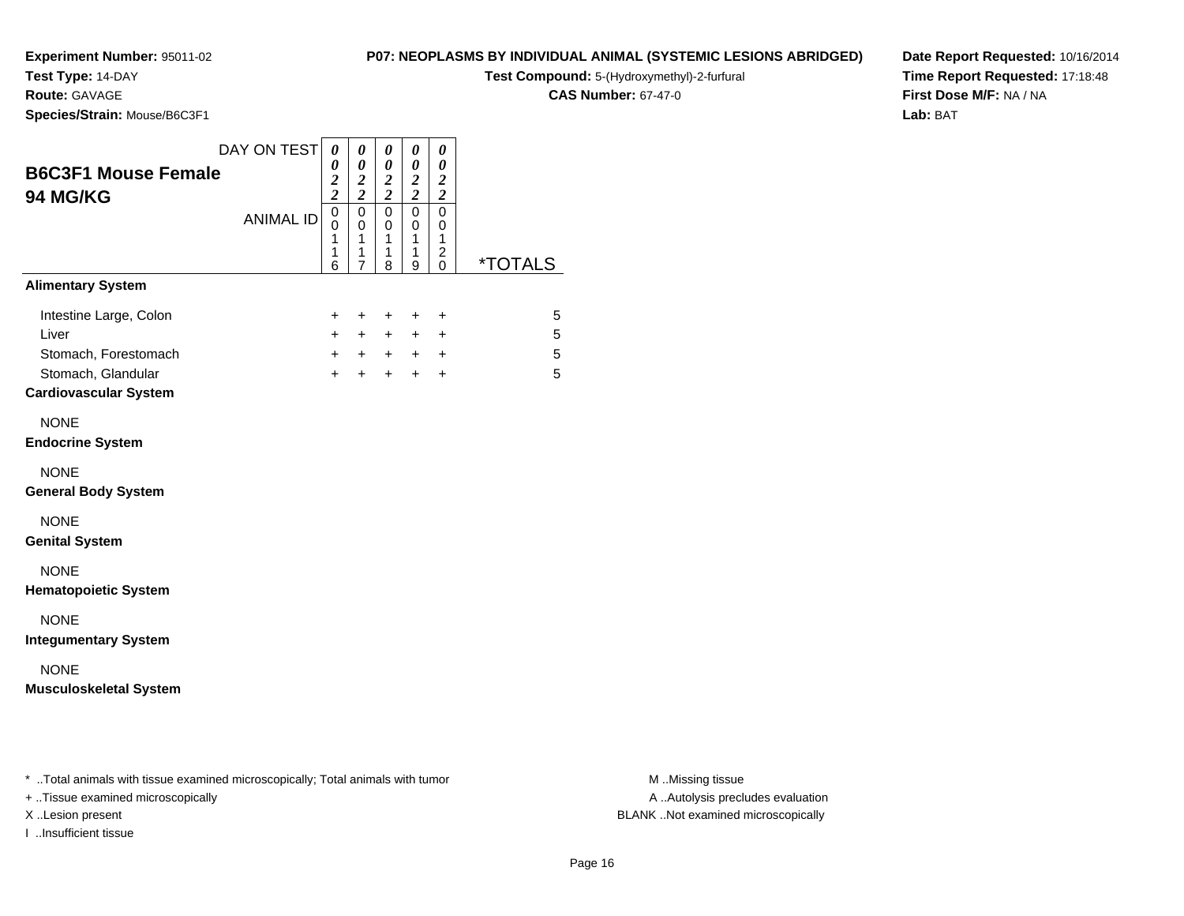**Experiment Number:** 95011-02
**Test Type:** 14-DAY
**Route:** GAVAGE
**Species/Strain:** Mouse/B6C3F1

**P07: NEOPLASMS BY INDIVIDUAL ANIMAL (SYSTEMIC LESIONS ABRIDGED)**
**Test Compound:** 5-(Hydroxymethyl)-2-furfural
**CAS Number:** 67-47-0

**Date Report Requested:** 10/16/2014
**Time Report Requested:** 17:18:48
**First Dose M/F:** NA / NA
**Lab:** BAT

## B6C3F1 Mouse Female
## 94 MG/KG

| DAY ON TEST | 0022 | 0022 | 0022 | 0022 | 0022 | |
|---|---|---|---|---|---|---|
| ANIMAL ID | 00116 | 00117 | 00118 | 00119 | 00120 | *TOTALS |
| **Alimentary System** | | | | | | |
| Intestine Large, Colon | + | + | + | + | + | 5 |
| Liver | + | + | + | + | + | 5 |
| Stomach, Forestomach | + | + | + | + | + | 5 |
| Stomach, Glandular | + | + | + | + | + | 5 |
| **Cardiovascular System** | | | | | | |
| NONE | | | | | | |
| **Endocrine System** | | | | | | |
| NONE | | | | | | |
| **General Body System** | | | | | | |
| NONE | | | | | | |
| **Genital System** | | | | | | |
| NONE | | | | | | |
| **Hematopoietic System** | | | | | | |
| NONE | | | | | | |
| **Integumentary System** | | | | | | |
| NONE | | | | | | |
| **Musculoskeletal System** | | | | | | |

* ..Total animals with tissue examined microscopically; Total animals with tumor
+ ..Tissue examined microscopically
X ..Lesion present
I ..Insufficient tissue

M ..Missing tissue
A ..Autolysis precludes evaluation
BLANK ..Not examined microscopically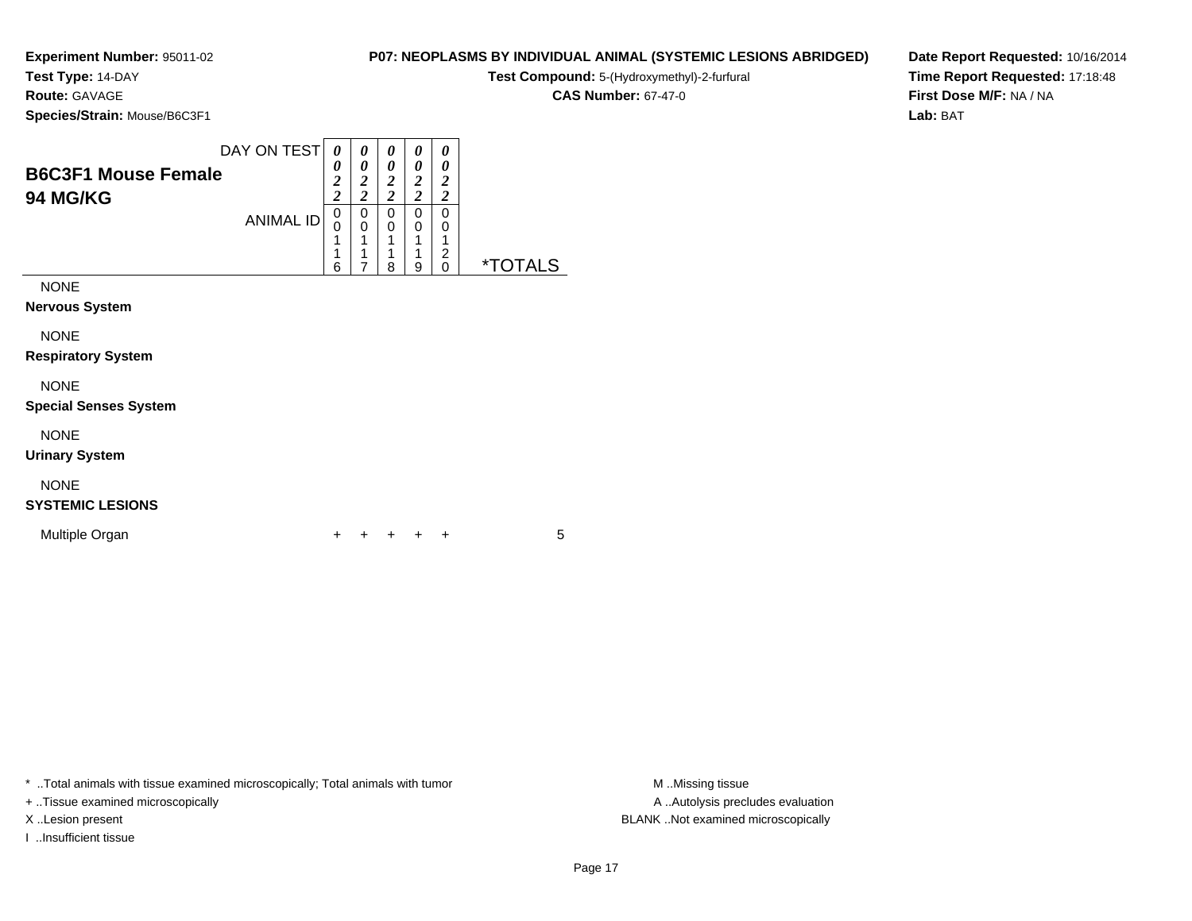**Experiment Number:** 95011-02
**Test Type:** 14-DAY
**Route:** GAVAGE
**Species/Strain:** Mouse/B6C3F1

**P07: NEOPLASMS BY INDIVIDUAL ANIMAL (SYSTEMIC LESIONS ABRIDGED)**
**Test Compound:** 5-(Hydroxymethyl)-2-furfural
**CAS Number:** 67-47-0

**Date Report Requested:** 10/16/2014
**Time Report Requested:** 17:18:48
**First Dose M/F:** NA / NA
**Lab:** BAT

## B6C3F1 Mouse Female
## 94 MG/KG

| DAY ON TEST | 0022 | 0022 | 0022 | 0022 | 0022 | |
|---|---|---|---|---|---|---|
| ANIMAL ID | 00116 | 00117 | 00118 | 00119 | 00120 | *TOTALS |
| NONE | | | | | | |
| **Nervous System** | | | | | | |
| NONE | | | | | | |
| **Respiratory System** | | | | | | |
| NONE | | | | | | |
| **Special Senses System** | | | | | | |
| NONE | | | | | | |
| **Urinary System** | | | | | | |
| NONE | | | | | | |
| **SYSTEMIC LESIONS** | | | | | | |
| Multiple Organ | + | + | + | + | + | 5 |

* ..Total animals with tissue examined microscopically; Total animals with tumor
+ ..Tissue examined microscopically
X ..Lesion present
I ..Insufficient tissue

M ..Missing tissue
A ..Autolysis precludes evaluation
BLANK ..Not examined microscopically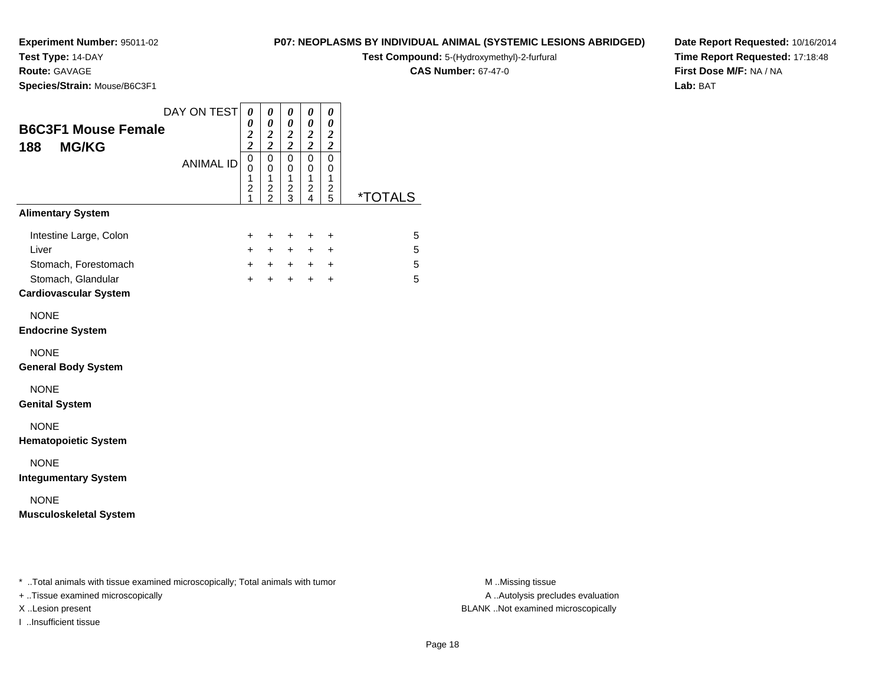**Experiment Number:** 95011-02
**Test Type:** 14-DAY
**Route:** GAVAGE
**Species/Strain:** Mouse/B6C3F1

**P07: NEOPLASMS BY INDIVIDUAL ANIMAL (SYSTEMIC LESIONS ABRIDGED)**
**Test Compound:** 5-(Hydroxymethyl)-2-furfural
**CAS Number:** 67-47-0

**Date Report Requested:** 10/16/2014
**Time Report Requested:** 17:18:48
**First Dose M/F:** NA / NA
**Lab:** BAT

## B6C3F1 Mouse Female
## 188 MG/KG

| DAY ON TEST | 0022 | 0022 | 0022 | 0022 | 0022 | |
|---|---|---|---|---|---|---|
| ANIMAL ID | 00121 | 00122 | 00123 | 00124 | 00125 | *TOTALS |
| **Alimentary System** | | | | | | |
| Intestine Large, Colon | + | + | + | + | + | 5 |
| Liver | + | + | + | + | + | 5 |
| Stomach, Forestomach | + | + | + | + | + | 5 |
| Stomach, Glandular | + | + | + | + | + | 5 |
| **Cardiovascular System** | | | | | | |
| NONE | | | | | | |
| **Endocrine System** | | | | | | |
| NONE | | | | | | |
| **General Body System** | | | | | | |
| NONE | | | | | | |
| **Genital System** | | | | | | |
| NONE | | | | | | |
| **Hematopoietic System** | | | | | | |
| NONE | | | | | | |
| **Integumentary System** | | | | | | |
| NONE | | | | | | |
| **Musculoskeletal System** | | | | | | |

\* ..Total animals with tissue examined microscopically; Total animals with tumor
+ ..Tissue examined microscopically
X ..Lesion present
I ..Insufficient tissue

M ..Missing tissue
A ..Autolysis precludes evaluation
BLANK ..Not examined microscopically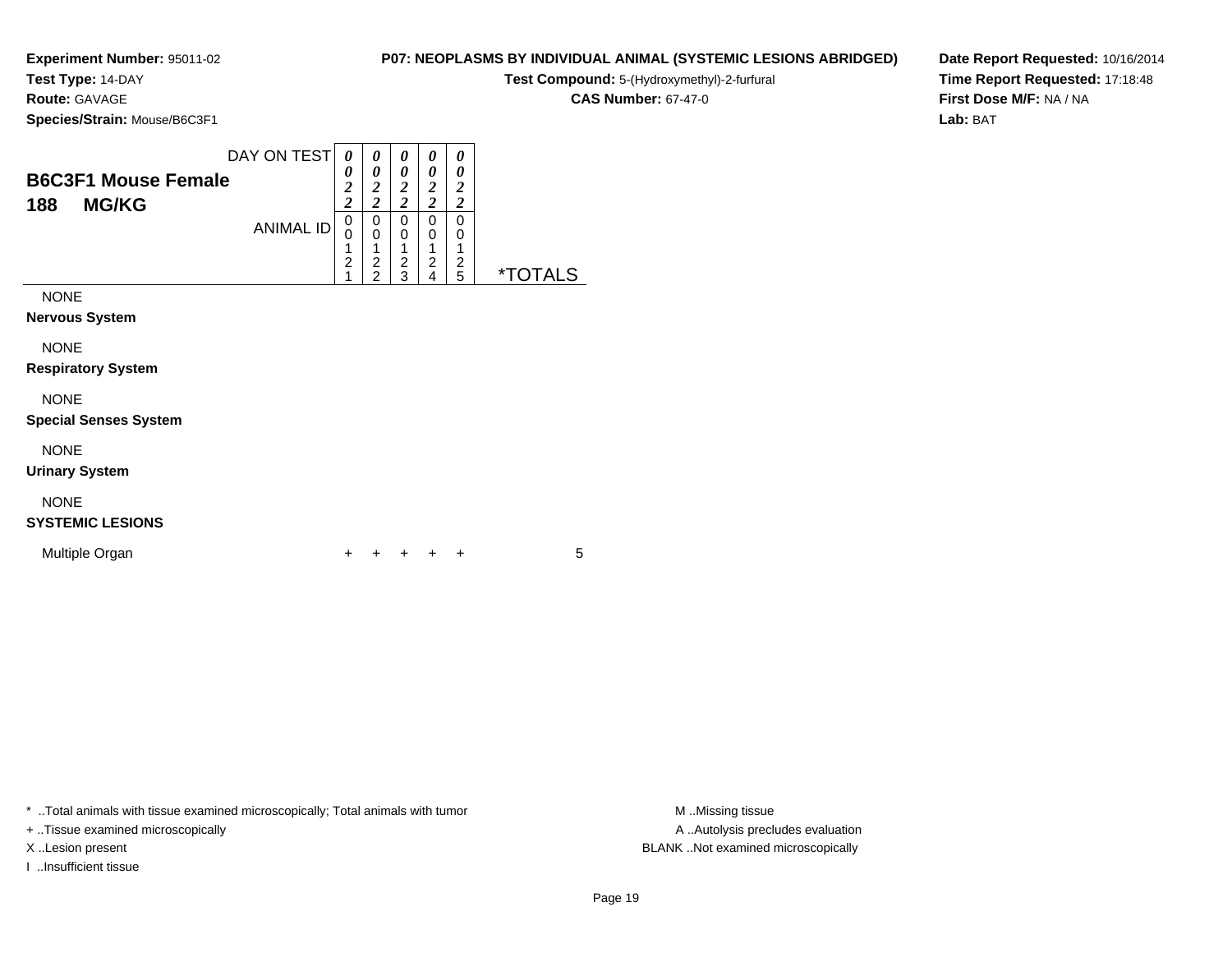**Experiment Number:** 95011-02
**Test Type:** 14-DAY
**Route:** GAVAGE
**Species/Strain:** Mouse/B6C3F1

**P07: NEOPLASMS BY INDIVIDUAL ANIMAL (SYSTEMIC LESIONS ABRIDGED)**
**Test Compound:** 5-(Hydroxymethyl)-2-furfural
**CAS Number:** 67-47-0

**Date Report Requested:** 10/16/2014
**Time Report Requested:** 17:18:48
**First Dose M/F:** NA / NA
**Lab:** BAT

## B6C3F1 Mouse Female
## 188 MG/KG

| DAY ON TEST | 0022 | 0022 | 0022 | 0022 | 0022 | |
|---|---|---|---|---|---|---|
| ANIMAL ID | 00121 | 00122 | 00123 | 00124 | 00125 | *TOTALS |
| NONE | | | | | | |
| **Nervous System** | | | | | | |
| NONE | | | | | | |
| **Respiratory System** | | | | | | |
| NONE | | | | | | |
| **Special Senses System** | | | | | | |
| NONE | | | | | | |
| **Urinary System** | | | | | | |
| NONE | | | | | | |
| **SYSTEMIC LESIONS** | | | | | | |
| Multiple Organ | + | + | + | + | + | 5 |

* ..Total animals with tissue examined microscopically; Total animals with tumor
+ ..Tissue examined microscopically
X ..Lesion present
I ..Insufficient tissue

M ..Missing tissue
A ..Autolysis precludes evaluation
BLANK ..Not examined microscopically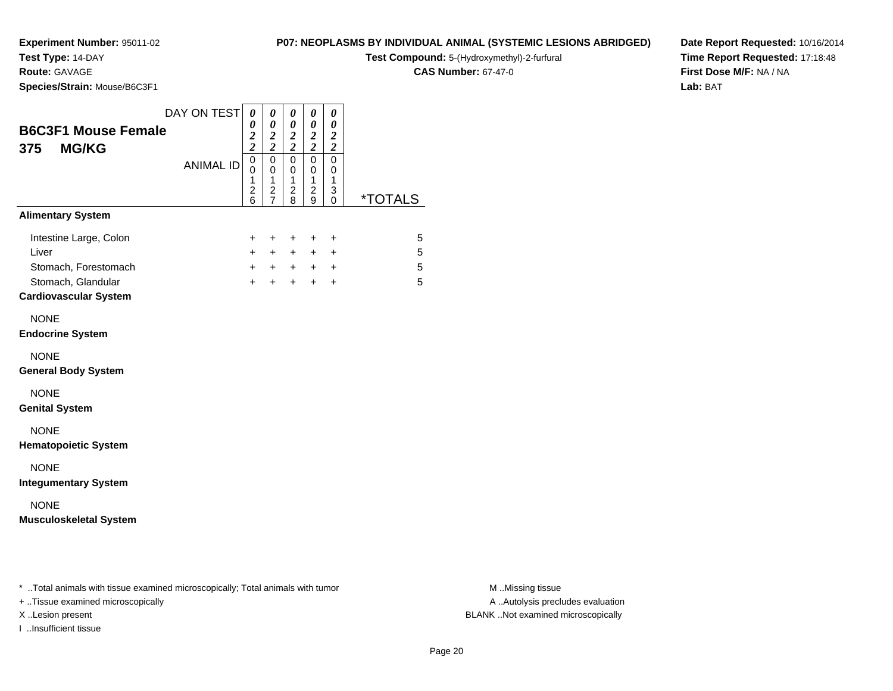**Experiment Number:** 95011-02
**Test Type:** 14-DAY
**Route:** GAVAGE
**Species/Strain:** Mouse/B6C3F1

**P07: NEOPLASMS BY INDIVIDUAL ANIMAL (SYSTEMIC LESIONS ABRIDGED)**
**Test Compound:** 5-(Hydroxymethyl)-2-furfural
**CAS Number:** 67-47-0

**Date Report Requested:** 10/16/2014
**Time Report Requested:** 17:18:48
**First Dose M/F:** NA / NA
**Lab:** BAT

## B6C3F1 Mouse Female
## 375 MG/KG

| DAY ON TEST | 0022 | 0022 | 0022 | 0022 | 0022 | |
|---|---|---|---|---|---|---|
| ANIMAL ID | 00126 | 00127 | 00128 | 00129 | 00130 | *TOTALS |
| **Alimentary System** | | | | | | |
| Intestine Large, Colon | + | + | + | + | + | 5 |
| Liver | + | + | + | + | + | 5 |
| Stomach, Forestomach | + | + | + | + | + | 5 |
| Stomach, Glandular | + | + | + | + | + | 5 |
| **Cardiovascular System** | | | | | | |
| NONE | | | | | | |
| **Endocrine System** | | | | | | |
| NONE | | | | | | |
| **General Body System** | | | | | | |
| NONE | | | | | | |
| **Genital System** | | | | | | |
| NONE | | | | | | |
| **Hematopoietic System** | | | | | | |
| NONE | | | | | | |
| **Integumentary System** | | | | | | |
| NONE | | | | | | |
| **Musculoskeletal System** | | | | | | |

\* ..Total animals with tissue examined microscopically; Total animals with tumor
\+ ..Tissue examined microscopically
X ..Lesion present
I ..Insufficient tissue

M ..Missing tissue
A ..Autolysis precludes evaluation
BLANK ..Not examined microscopically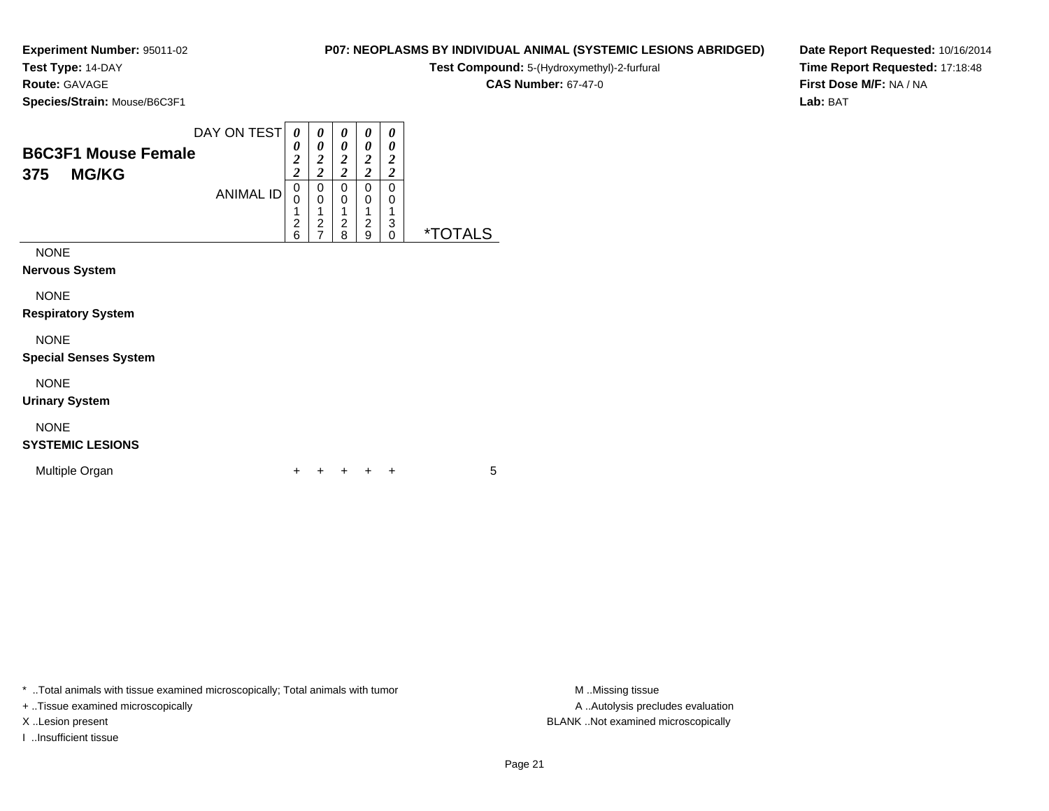**Experiment Number:** 95011-02
**Test Type:** 14-DAY
**Route:** GAVAGE
**Species/Strain:** Mouse/B6C3F1

**P07: NEOPLASMS BY INDIVIDUAL ANIMAL (SYSTEMIC LESIONS ABRIDGED)**
**Test Compound:** 5-(Hydroxymethyl)-2-furfural
**CAS Number:** 67-47-0

**Date Report Requested:** 10/16/2014
**Time Report Requested:** 17:18:48
**First Dose M/F:** NA / NA
**Lab:** BAT

## B6C3F1 Mouse Female
## 375 MG/KG

| DAY ON TEST | 0022 | 0022 | 0022 | 0022 | 0022 | |
|---|---|---|---|---|---|---|
| ANIMAL ID | 00126 | 00127 | 00128 | 00129 | 00130 | *TOTALS |
| NONE | | | | | | |
| **Nervous System** | | | | | | |
| NONE | | | | | | |
| **Respiratory System** | | | | | | |
| NONE | | | | | | |
| **Special Senses System** | | | | | | |
| NONE | | | | | | |
| **Urinary System** | | | | | | |
| NONE | | | | | | |
| **SYSTEMIC LESIONS** | | | | | | |
| Multiple Organ | + | + | + | + | + | 5 |

* ..Total animals with tissue examined microscopically; Total animals with tumor
+ ..Tissue examined microscopically
X ..Lesion present
I ..Insufficient tissue

M ..Missing tissue
A ..Autolysis precludes evaluation
BLANK ..Not examined microscopically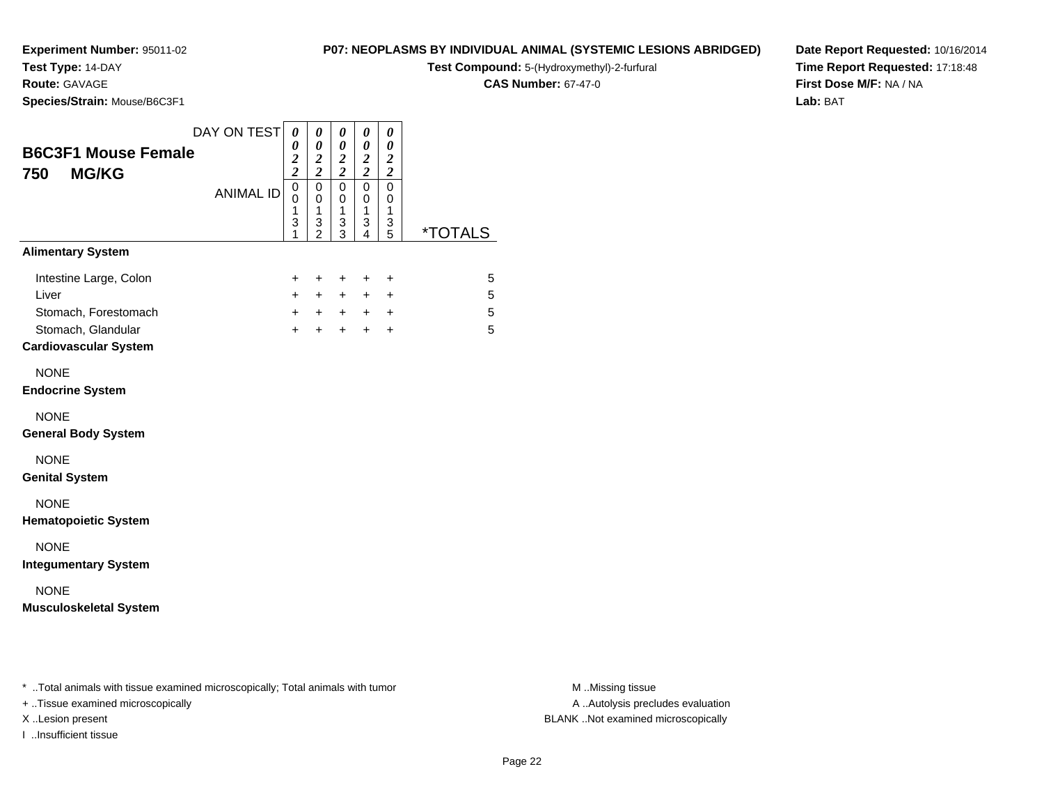**Experiment Number:** 95011-02
**Test Type:** 14-DAY
**Route:** GAVAGE
**Species/Strain:** Mouse/B6C3F1

**P07: NEOPLASMS BY INDIVIDUAL ANIMAL (SYSTEMIC LESIONS ABRIDGED)**
**Test Compound:** 5-(Hydroxymethyl)-2-furfural
**CAS Number:** 67-47-0

**Date Report Requested:** 10/16/2014
**Time Report Requested:** 17:18:48
**First Dose M/F:** NA / NA
**Lab:** BAT

## B6C3F1 Mouse Female
## 750 MG/KG

| DAY ON TEST | 0022 | 0022 | 0022 | 0022 | 0022 | |
|---|---|---|---|---|---|---|
| ANIMAL ID | 00131 | 00132 | 00133 | 00134 | 00135 | *TOTALS |
| **Alimentary System** | | | | | | |
| Intestine Large, Colon | + | + | + | + | + | 5 |
| Liver | + | + | + | + | + | 5 |
| Stomach, Forestomach | + | + | + | + | + | 5 |
| Stomach, Glandular | + | + | + | + | + | 5 |
| **Cardiovascular System** | | | | | | |
| NONE | | | | | | |
| **Endocrine System** | | | | | | |
| NONE | | | | | | |
| **General Body System** | | | | | | |
| NONE | | | | | | |
| **Genital System** | | | | | | |
| NONE | | | | | | |
| **Hematopoietic System** | | | | | | |
| NONE | | | | | | |
| **Integumentary System** | | | | | | |
| NONE | | | | | | |
| **Musculoskeletal System** | | | | | | |

\* ..Total animals with tissue examined microscopically; Total animals with tumor
+ ..Tissue examined microscopically
X ..Lesion present
I ..Insufficient tissue

M ..Missing tissue
A ..Autolysis precludes evaluation
BLANK ..Not examined microscopically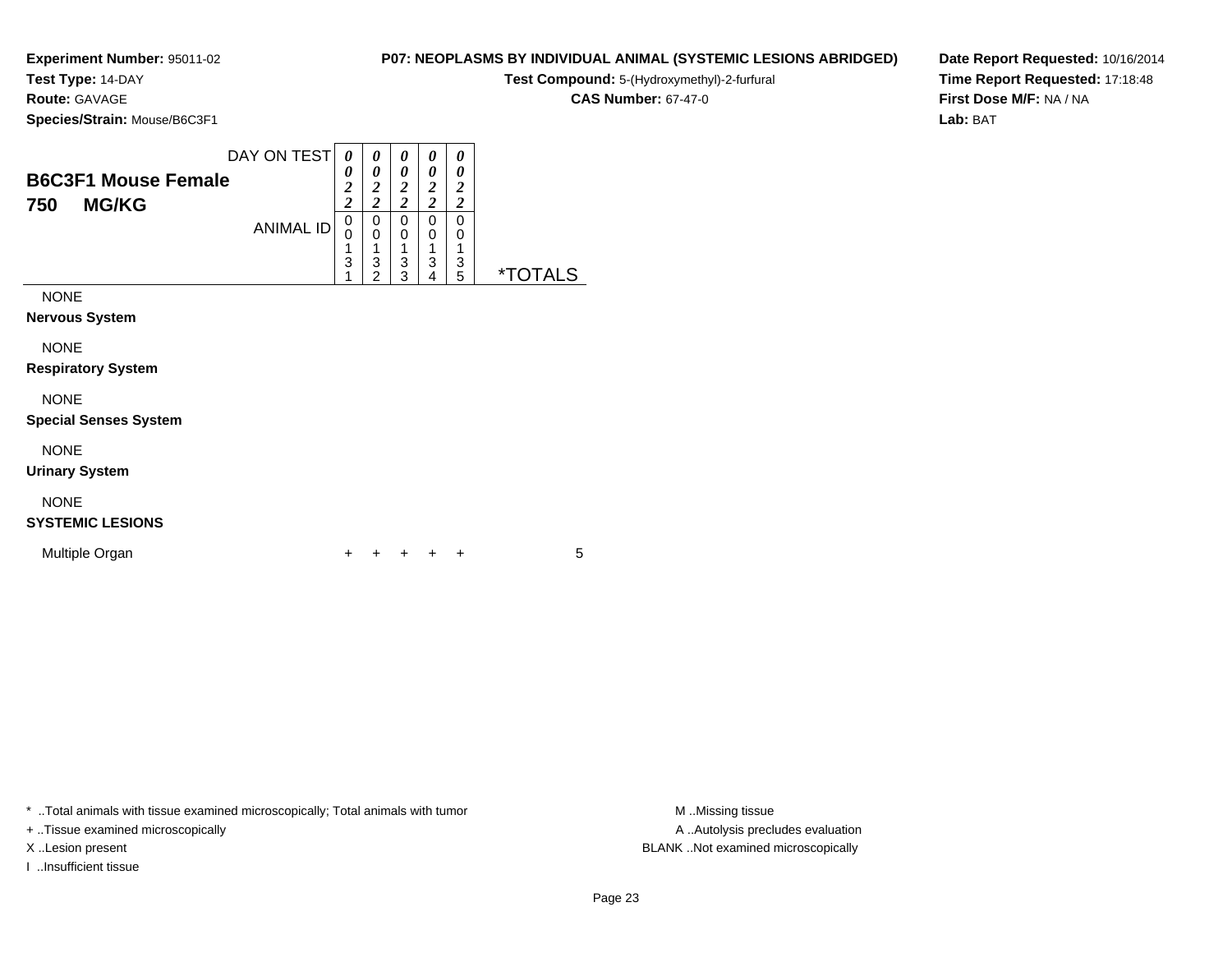**Experiment Number:** 95011-02
**Test Type:** 14-DAY
**Route:** GAVAGE
**Species/Strain:** Mouse/B6C3F1

**P07: NEOPLASMS BY INDIVIDUAL ANIMAL (SYSTEMIC LESIONS ABRIDGED)**
**Test Compound:** 5-(Hydroxymethyl)-2-furfural
**CAS Number:** 67-47-0

**Date Report Requested:** 10/16/2014
**Time Report Requested:** 17:18:48
**First Dose M/F:** NA / NA
**Lab:** BAT

| **B6C3F1 Mouse Female** **750 MG/KG** | | | | | | |
|---|---|---|---|---|---|---|
| DAY ON TEST | 0022 | 0022 | 0022 | 0022 | 0022 | |
| ANIMAL ID | 00131 | 00132 | 00133 | 00134 | 00135 | *TOTALS |
| NONE | | | | | | |
| **Nervous System** | | | | | | |
| NONE | | | | | | |
| **Respiratory System** | | | | | | |
| NONE | | | | | | |
| **Special Senses System** | | | | | | |
| NONE | | | | | | |
| **Urinary System** | | | | | | |
| NONE | | | | | | |
| **SYSTEMIC LESIONS** | | | | | | |
| Multiple Organ | + | + | + | + | + | 5 |

* ..Total animals with tissue examined microscopically; Total animals with tumor
+ ..Tissue examined microscopically
X ..Lesion present
I ..Insufficient tissue

M ..Missing tissue
A ..Autolysis precludes evaluation
BLANK ..Not examined microscopically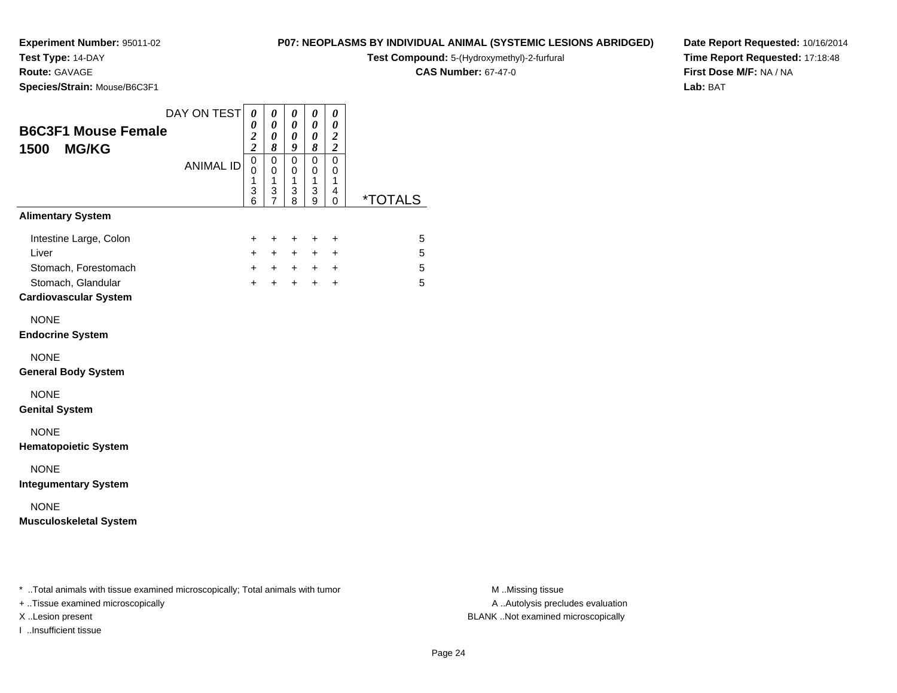**Experiment Number:** 95011-02
**Test Type:** 14-DAY
**Route:** GAVAGE
**Species/Strain:** Mouse/B6C3F1

**P07: NEOPLASMS BY INDIVIDUAL ANIMAL (SYSTEMIC LESIONS ABRIDGED)**
**Test Compound:** 5-(Hydroxymethyl)-2-furfural
**CAS Number:** 67-47-0

**Date Report Requested:** 10/16/2014
**Time Report Requested:** 17:18:48
**First Dose M/F:** NA / NA
**Lab:** BAT

| B6C3F1 Mouse Female 1500 MG/KG | | | | | | |
|---|---|---|---|---|---|---|
| DAY ON TEST | 0022 | 0008 | 0009 | 0008 | 0022 | |
| ANIMAL ID | 00136 | 00137 | 00138 | 00139 | 00140 | *TOTALS |
| **Alimentary System** | | | | | | |
| Intestine Large, Colon | + | + | + | + | + | 5 |
| Liver | + | + | + | + | + | 5 |
| Stomach, Forestomach | + | + | + | + | + | 5 |
| Stomach, Glandular | + | + | + | + | + | 5 |
| **Cardiovascular System** | | | | | | |
| NONE | | | | | | |
| **Endocrine System** | | | | | | |
| NONE | | | | | | |
| **General Body System** | | | | | | |
| NONE | | | | | | |
| **Genital System** | | | | | | |
| NONE | | | | | | |
| **Hematopoietic System** | | | | | | |
| NONE | | | | | | |
| **Integumentary System** | | | | | | |
| NONE | | | | | | |
| **Musculoskeletal System** | | | | | | |

\* ..Total animals with tissue examined microscopically; Total animals with tumor
+ ..Tissue examined microscopically
X ..Lesion present
I ..Insufficient tissue

M ..Missing tissue
A ..Autolysis precludes evaluation
BLANK ..Not examined microscopically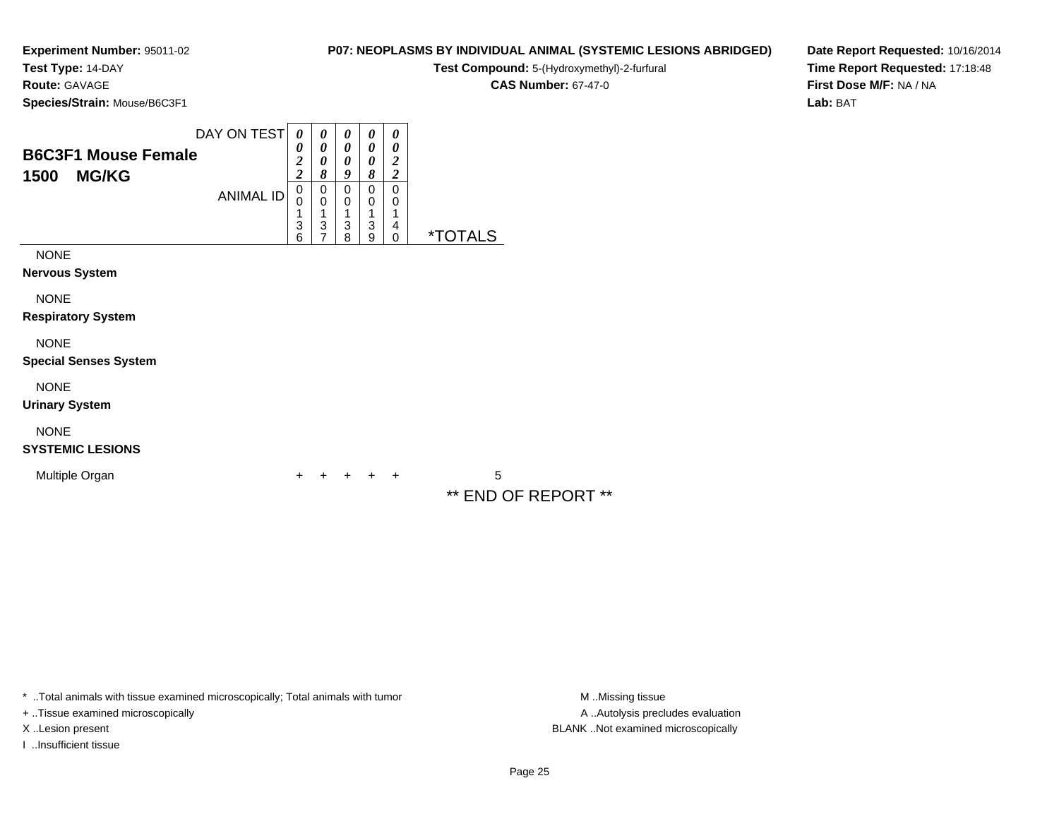**Experiment Number:** 95011-02
**Test Type:** 14-DAY
**Route:** GAVAGE
**Species/Strain:** Mouse/B6C3F1

**P07: NEOPLASMS BY INDIVIDUAL ANIMAL (SYSTEMIC LESIONS ABRIDGED)**
**Test Compound:** 5-(Hydroxymethyl)-2-furfural
**CAS Number:** 67-47-0

**Date Report Requested:** 10/16/2014
**Time Report Requested:** 17:18:48
**First Dose M/F:** NA / NA
**Lab:** BAT

## B6C3F1 Mouse Female
## 1500 MG/KG

| DAY ON TEST | 0022 | 0008 | 0009 | 0008 | 0022 | |
|---|---|---|---|---|---|---|
| ANIMAL ID | 00136 | 00137 | 00138 | 00139 | 00140 | *TOTALS |
| NONE | | | | | | |
| **Nervous System** | | | | | | |
| NONE | | | | | | |
| **Respiratory System** | | | | | | |
| NONE | | | | | | |
| **Special Senses System** | | | | | | |
| NONE | | | | | | |
| **Urinary System** | | | | | | |
| NONE | | | | | | |
| **SYSTEMIC LESIONS** | | | | | | |
| Multiple Organ | + | + | + | + | + | 5 |

** END OF REPORT **

* ..Total animals with tissue examined microscopically; Total animals with tumor
+ ..Tissue examined microscopically
X ..Lesion present
I ..Insufficient tissue

M ..Missing tissue
A ..Autolysis precludes evaluation
BLANK ..Not examined microscopically